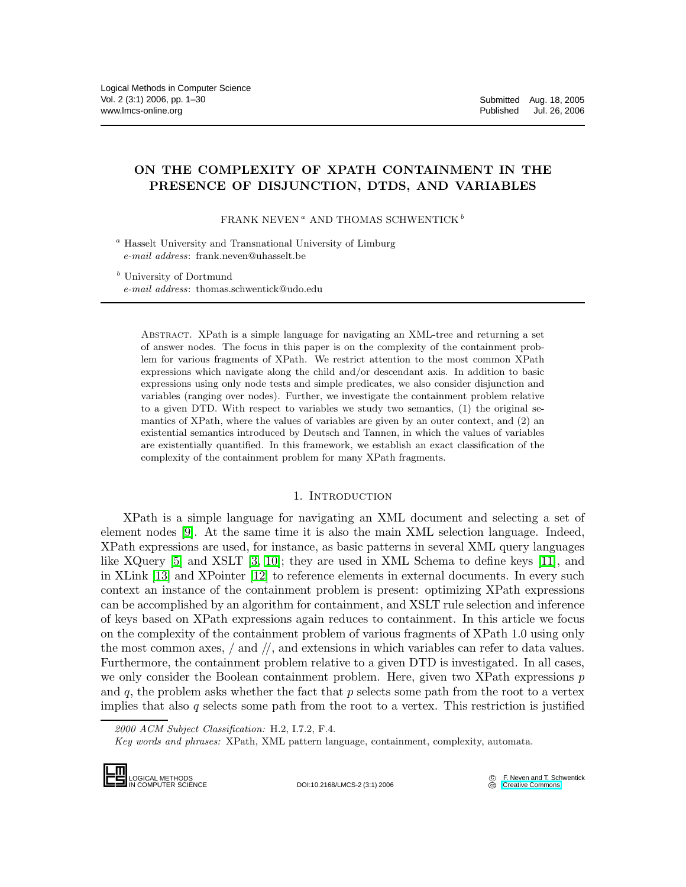# ON THE COMPLEXITY OF XPATH CONTAINMENT IN THE PRESENCE OF DISJUNCTION, DTDS, AND VARIABLES

FRANK NEVEN [a] AND THOMAS SCHWENTICK [b]

[a] Hasselt University and Transnational University of Limburg
*e-mail address*: frank.neven@uhasselt.be

[b] University of Dortmund
*e-mail address*: thomas.schwentick@udo.edu

Abstract. XPath is a simple language for navigating an XML-tree and returning a set of answer nodes. The focus in this paper is on the complexity of the containment problem for various fragments of XPath. We restrict attention to the most common XPath expressions which navigate along the child and/or descendant axis. In addition to basic expressions using only node tests and simple predicates, we also consider disjunction and variables (ranging over nodes). Further, we investigate the containment problem relative to a given DTD. With respect to variables we study two semantics, (1) the original semantics of XPath, where the values of variables are given by an outer context, and (2) an existential semantics introduced by Deutsch and Tannen, in which the values of variables are existentially quantified. In this framework, we establish an exact classification of the complexity of the containment problem for many XPath fragments.

## 1. Introduction

XPath is a simple language for navigating an XML document and selecting a set of element nodes [9]. At the same time it is also the main XML selection language. Indeed, XPath expressions are used, for instance, as basic patterns in several XML query languages like XQuery [5] and XSLT [3, 10]; they are used in XML Schema to define keys [11], and in XLink [13] and XPointer [12] to reference elements in external documents. In every such context an instance of the containment problem is present: optimizing XPath expressions can be accomplished by an algorithm for containment, and XSLT rule selection and inference of keys based on XPath expressions again reduces to containment. In this article we focus on the complexity of the containment problem of various fragments of XPath 1.0 using only the most common axes, / and //, and extensions in which variables can refer to data values. Furthermore, the containment problem relative to a given DTD is investigated. In all cases, we only consider the Boolean containment problem. Here, given two XPath expressions $p$ and $q$, the problem asks whether the fact that $p$ selects some path from the root to a vertex implies that also $q$ selects some path from the root to a vertex. This restriction is justified

*2000 ACM Subject Classification:* H.2, I.7.2, F.4.

*Key words and phrases:* XPath, XML pattern language, containment, complexity, automata.

DOI:10.2168/LMCS-2 (3:1) 2006

© F. Neven and T. Schwentick
Creative Commons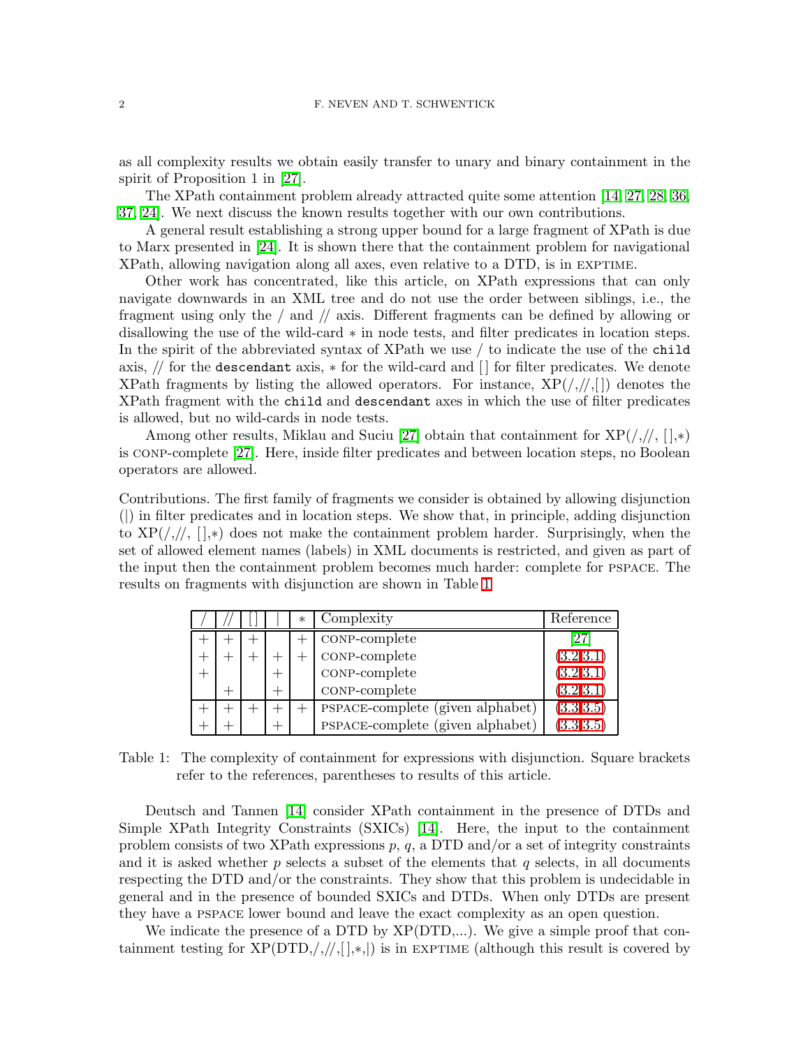as all complexity results we obtain easily transfer to unary and binary containment in the spirit of Proposition 1 in [27].

The XPath containment problem already attracted quite some attention [14, 27, 28, 36, 37, 24]. We next discuss the known results together with our own contributions.

A general result establishing a strong upper bound for a large fragment of XPath is due to Marx presented in [24]. It is shown there that the containment problem for navigational XPath, allowing navigation along all axes, even relative to a DTD, is in EXPTIME.

Other work has concentrated, like this article, on XPath expressions that can only navigate downwards in an XML tree and do not use the order between siblings, i.e., the fragment using only the / and // axis. Different fragments can be defined by allowing or disallowing the use of the wild-card $*$ in node tests, and filter predicates in location steps. In the spirit of the abbreviated syntax of XPath we use / to indicate the use of the `child` axis, // for the `descendant` axis, $*$ for the wild-card and [] for filter predicates. We denote XPath fragments by listing the allowed operators. For instance, XP(/,//,[]) denotes the XPath fragment with the `child` and `descendant` axes in which the use of filter predicates is allowed, but no wild-cards in node tests.

Among other results, Miklau and Suciu [27] obtain that containment for XP(/,//, [],$*$) is CONP-complete [27]. Here, inside filter predicates and between location steps, no Boolean operators are allowed.

Contributions. The first family of fragments we consider is obtained by allowing disjunction (|) in filter predicates and in location steps. We show that, in principle, adding disjunction to XP(/,//, [],$*$) does not make the containment problem harder. Surprisingly, when the set of allowed element names (labels) in XML documents is restricted, and given as part of the input then the containment problem becomes much harder: complete for PSPACE. The results on fragments with disjunction are shown in Table 1.

| / | // | [] | \| | $*$ | Complexity | Reference |
|---|---|---|---|---|---|---|
| + | + | + |  | + | CONP-complete | [27] |
| + | + | + | + | + | CONP-complete | (3.2,3.1) |
| + |  |  | + |  | CONP-complete | (3.2,3.1) |
|  | + |  | + |  | CONP-complete | (3.2,3.1) |
| + | + | + | + | + | PSPACE-complete (given alphabet) | (3.3,3.5) |
| + | + |  | + |  | PSPACE-complete (given alphabet) | (3.3,3.5) |

Table 1: The complexity of containment for expressions with disjunction. Square brackets refer to the references, parentheses to results of this article.

Deutsch and Tannen [14] consider XPath containment in the presence of DTDs and Simple XPath Integrity Constraints (SXICs) [14]. Here, the input to the containment problem consists of two XPath expressions $p$, $q$, a DTD and/or a set of integrity constraints and it is asked whether $p$ selects a subset of the elements that $q$ selects, in all documents respecting the DTD and/or the constraints. They show that this problem is undecidable in general and in the presence of bounded SXICs and DTDs. When only DTDs are present they have a PSPACE lower bound and leave the exact complexity as an open question.

We indicate the presence of a DTD by XP(DTD,...). We give a simple proof that containment testing for XP(DTD,/,//,[],$*$,|) is in EXPTIME (although this result is covered by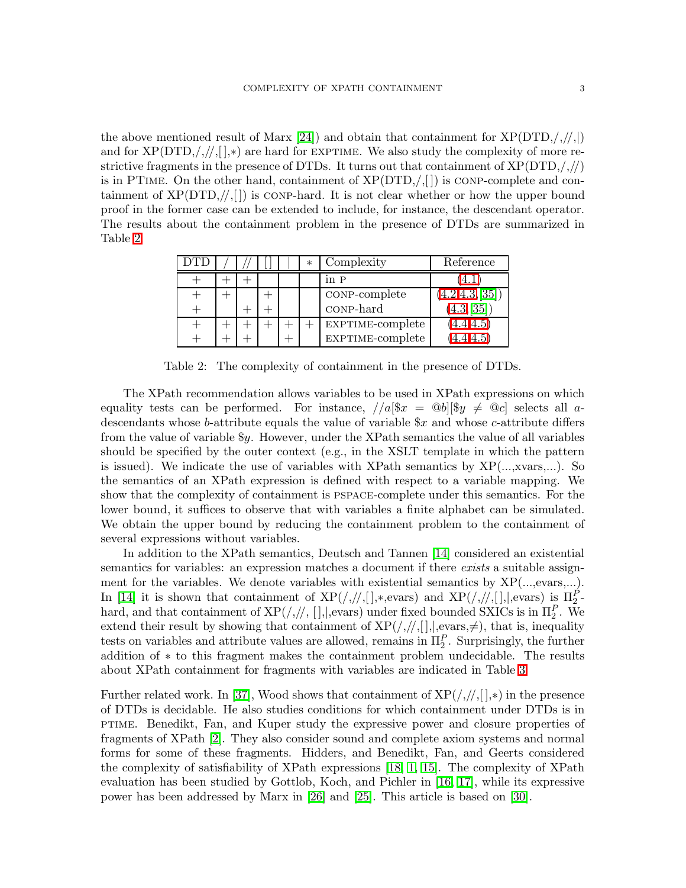the above mentioned result of Marx [24]) and obtain that containment for XP(DTD,/,//,|) and for XP(DTD,/,//,[ ],∗) are hard for EXPTIME. We also study the complexity of more restrictive fragments in the presence of DTDs. It turns out that containment of XP(DTD,/,//) is in PTIME. On the other hand, containment of XP(DTD,/,[ ]) is CONP-complete and containment of XP(DTD,//,[ ]) is CONP-hard. It is not clear whether or how the upper bound proof in the former case can be extended to include, for instance, the descendant operator. The results about the containment problem in the presence of DTDs are summarized in Table 2.

| DTD | / | // | [ ] | \| | ∗ | Complexity | Reference |
|---|---|---|---|---|---|---|---|
| + | + | + | | | | in P | (4.1) |
| + | + | | + | | | CONP-complete | (4.2,4.3, [35]) |
| + | | + | + | | | CONP-hard | (4.3, [35]) |
| + | + | + | + | + | + | EXPTIME-complete | (4.4,4.5) |
| + | + | + | | + | | EXPTIME-complete | (4.4,4.5) |

Table 2: The complexity of containment in the presence of DTDs.

The XPath recommendation allows variables to be used in XPath expressions on which equality tests can be performed. For instance, $//a[\$x = @b][\$y \neq @c]$ selects all $a$-descendants whose $b$-attribute equals the value of variable $\$x$ and whose $c$-attribute differs from the value of variable $\$y$. However, under the XPath semantics the value of all variables should be specified by the outer context (e.g., in the XSLT template in which the pattern is issued). We indicate the use of variables with XPath semantics by XP(...,xvars,...). So the semantics of an XPath expression is defined with respect to a variable mapping. We show that the complexity of containment is PSPACE-complete under this semantics. For the lower bound, it suffices to observe that with variables a finite alphabet can be simulated. We obtain the upper bound by reducing the containment problem to the containment of several expressions without variables.

In addition to the XPath semantics, Deutsch and Tannen [14] considered an existential semantics for variables: an expression matches a document if there *exists* a suitable assignment for the variables. We denote variables with existential semantics by XP(...,evars,...). In [14] it is shown that containment of XP(/,//,[ ],∗,evars) and XP(/,//,[ ],|,evars) is $\Pi_2^P$-hard, and that containment of XP(/,//, [ ],|,evars) under fixed bounded SXICs is in $\Pi_2^P$. We extend their result by showing that containment of XP(/,//,[ ],|,evars,≠), that is, inequality tests on variables and attribute values are allowed, remains in $\Pi_2^P$. Surprisingly, the further addition of ∗ to this fragment makes the containment problem undecidable. The results about XPath containment for fragments with variables are indicated in Table 3.

Further related work. In [37], Wood shows that containment of XP(/,//,[ ],∗) in the presence of DTDs is decidable. He also studies conditions for which containment under DTDs is in PTIME. Benedikt, Fan, and Kuper study the expressive power and closure properties of fragments of XPath [2]. They also consider sound and complete axiom systems and normal forms for some of these fragments. Hidders, and Benedikt, Fan, and Geerts considered the complexity of satisfiability of XPath expressions [18, 1, 15]. The complexity of XPath evaluation has been studied by Gottlob, Koch, and Pichler in [16, 17], while its expressive power has been addressed by Marx in [26] and [25]. This article is based on [30].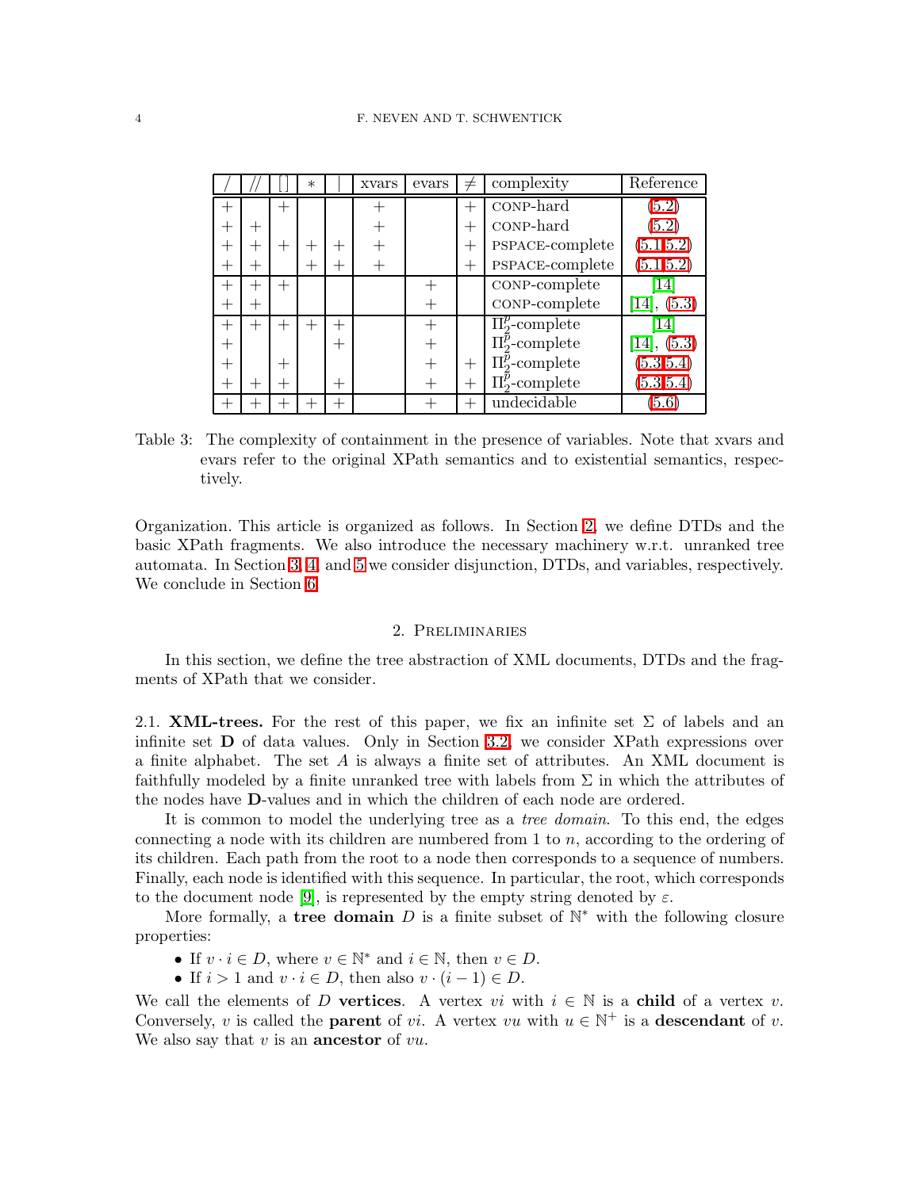| / | // | [ ] | * | \| | xvars | evars | $\neq$ | complexity | Reference |
|---|---|---|---|---|---|---|---|---|---|
| + | | + | | | + | | + | coNP-hard | (5.2) |
| + | + | | | | + | | + | coNP-hard | (5.2) |
| + | + | + | + | + | + | | + | PSPACE-complete | (5.1,5.2) |
| + | + | | + | + | + | | + | PSPACE-complete | (5.1,5.2) |
| + | + | + | | | | + | | coNP-complete | [14] |
| + | + | | | | | + | | coNP-complete | [14], (5.3) |
| + | + | + | + | + | | + | | $\Pi_2^p$-complete | [14] |
| + | | | | + | | + | | $\Pi_2^p$-complete | [14], (5.3) |
| + | | + | | | | + | + | $\Pi_2^p$-complete | (5.3,5.4) |
| + | + | + | | + | | + | + | $\Pi_2^p$-complete | (5.3,5.4) |
| + | + | + | + | + | | + | + | undecidable | (5.6) |

Table 3: The complexity of containment in the presence of variables. Note that xvars and evars refer to the original XPath semantics and to existential semantics, respectively.

Organization. This article is organized as follows. In Section 2, we define DTDs and the basic XPath fragments. We also introduce the necessary machinery w.r.t. unranked tree automata. In Section 3, 4, and 5 we consider disjunction, DTDs, and variables, respectively. We conclude in Section 6.

## 2. Preliminaries

In this section, we define the tree abstraction of XML documents, DTDs and the fragments of XPath that we consider.

2.1. **XML-trees.** For the rest of this paper, we fix an infinite set $\Sigma$ of labels and an infinite set $\mathbf{D}$ of data values. Only in Section 3.2, we consider XPath expressions over a finite alphabet. The set $A$ is always a finite set of attributes. An XML document is faithfully modeled by a finite unranked tree with labels from $\Sigma$ in which the attributes of the nodes have $\mathbf{D}$-values and in which the children of each node are ordered.

It is common to model the underlying tree as a *tree domain*. To this end, the edges connecting a node with its children are numbered from 1 to $n$, according to the ordering of its children. Each path from the root to a node then corresponds to a sequence of numbers. Finally, each node is identified with this sequence. In particular, the root, which corresponds to the document node [9], is represented by the empty string denoted by $\varepsilon$.

More formally, a **tree domain** $D$ is a finite subset of $\mathbb{N}^*$ with the following closure properties:

- If $v \cdot i \in D$, where $v \in \mathbb{N}^*$ and $i \in \mathbb{N}$, then $v \in D$.
- If $i > 1$ and $v \cdot i \in D$, then also $v \cdot (i-1) \in D$.

We call the elements of $D$ **vertices**. A vertex $vi$ with $i \in \mathbb{N}$ is a **child** of a vertex $v$. Conversely, $v$ is called the **parent** of $vi$. A vertex $vu$ with $u \in \mathbb{N}^+$ is a **descendant** of $v$. We also say that $v$ is an **ancestor** of $vu$.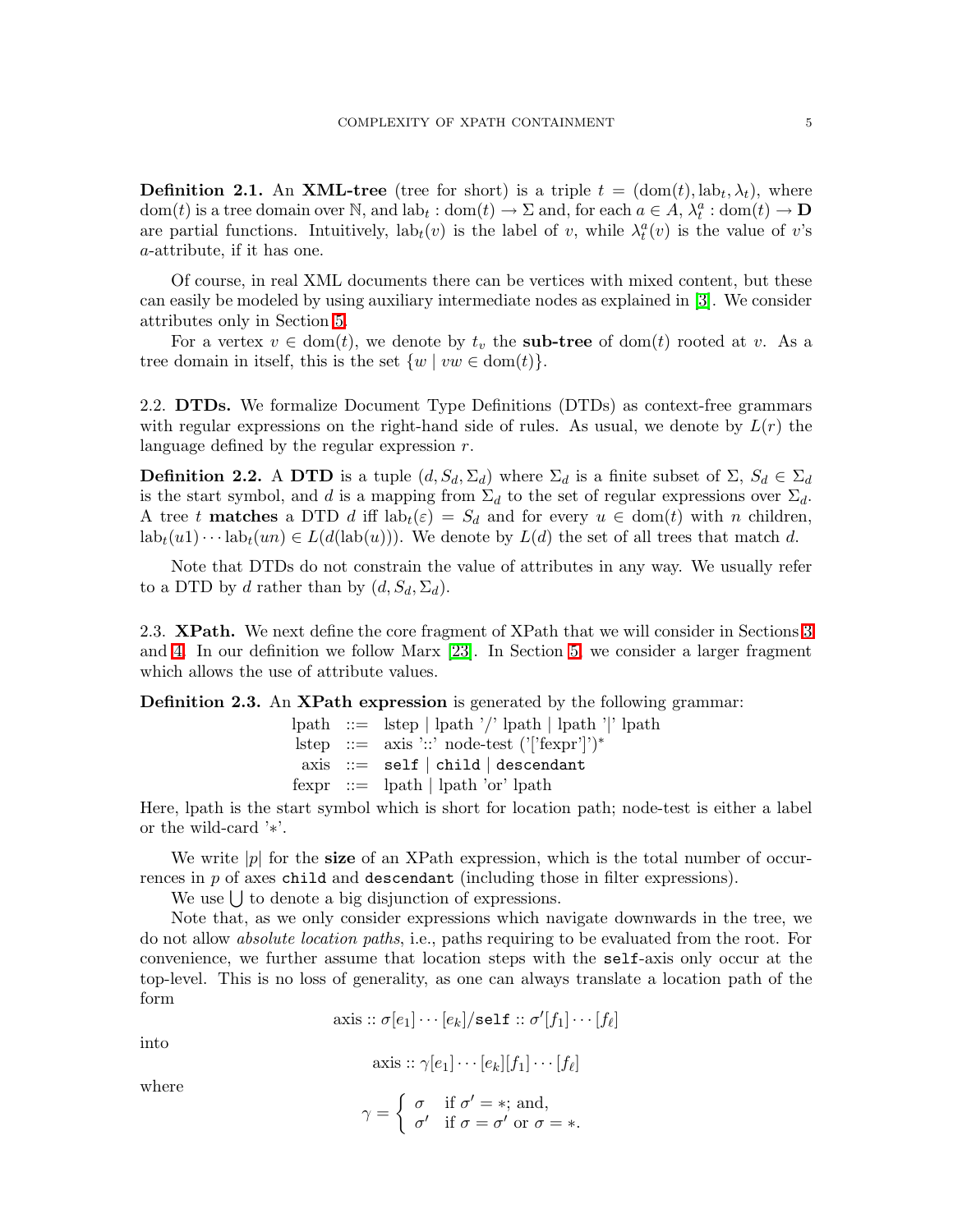**Definition 2.1.** An **XML-tree** (tree for short) is a triple $t = (\text{dom}(t), \text{lab}_t, \lambda_t)$, where $\text{dom}(t)$ is a tree domain over $\mathbb{N}$, and $\text{lab}_t : \text{dom}(t) \to \Sigma$ and, for each $a \in A$, $\lambda_t^a : \text{dom}(t) \to \mathbf{D}$ are partial functions. Intuitively, $\text{lab}_t(v)$ is the label of $v$, while $\lambda_t^a(v)$ is the value of $v$'s $a$-attribute, if it has one.

Of course, in real XML documents there can be vertices with mixed content, but these can easily be modeled by using auxiliary intermediate nodes as explained in [3]. We consider attributes only in Section 5.

For a vertex $v \in \text{dom}(t)$, we denote by $t_v$ the **sub-tree** of $\text{dom}(t)$ rooted at $v$. As a tree domain in itself, this is the set $\{w \mid vw \in \text{dom}(t)\}$.

2.2. **DTDs.** We formalize Document Type Definitions (DTDs) as context-free grammars with regular expressions on the right-hand side of rules. As usual, we denote by $L(r)$ the language defined by the regular expression $r$.

**Definition 2.2.** A **DTD** is a tuple $(d, S_d, \Sigma_d)$ where $\Sigma_d$ is a finite subset of $\Sigma$, $S_d \in \Sigma_d$ is the start symbol, and $d$ is a mapping from $\Sigma_d$ to the set of regular expressions over $\Sigma_d$. A tree $t$ **matches** a DTD $d$ iff $\text{lab}_t(\varepsilon) = S_d$ and for every $u \in \text{dom}(t)$ with $n$ children, $\text{lab}_t(u1) \cdots \text{lab}_t(un) \in L(d(\text{lab}(u)))$. We denote by $L(d)$ the set of all trees that match $d$.

Note that DTDs do not constrain the value of attributes in any way. We usually refer to a DTD by $d$ rather than by $(d, S_d, \Sigma_d)$.

2.3. **XPath.** We next define the core fragment of XPath that we will consider in Sections 3 and 4. In our definition we follow Marx [23]. In Section 5, we consider a larger fragment which allows the use of attribute values.

**Definition 2.3.** An **XPath expression** is generated by the following grammar:

$$
\begin{aligned}
\text{lpath} &::= \text{lstep} \mid \text{lpath '/' lpath} \mid \text{lpath '|' lpath} \\
\text{lstep} &::= \text{axis '::' node-test ('['fexpr']')}^* \\
\text{axis} &::= \texttt{self} \mid \texttt{child} \mid \texttt{descendant} \\
\text{fexpr} &::= \text{lpath} \mid \text{lpath 'or' lpath}
\end{aligned}
$$

Here, lpath is the start symbol which is short for location path; node-test is either a label or the wild-card '$*$'.

We write $|p|$ for the **size** of an XPath expression, which is the total number of occurrences in $p$ of axes `child` and `descendant` (including those in filter expressions).

We use $\bigcup$ to denote a big disjunction of expressions.

Note that, as we only consider expressions which navigate downwards in the tree, we do not allow *absolute location paths*, i.e., paths requiring to be evaluated from the root. For convenience, we further assume that location steps with the `self`-axis only occur at the top-level. This is no loss of generality, as one can always translate a location path of the form

$$\text{axis} :: \sigma[e_1] \cdots [e_k]/\texttt{self} :: \sigma'[f_1] \cdots [f_\ell]$$

into

$$\text{axis} :: \gamma[e_1] \cdots [e_k][f_1] \cdots [f_\ell]$$

where

$$\gamma = \begin{cases} \sigma & \text{if } \sigma' = *; \text{ and,} \\ \sigma' & \text{if } \sigma = \sigma' \text{ or } \sigma = *. \end{cases}$$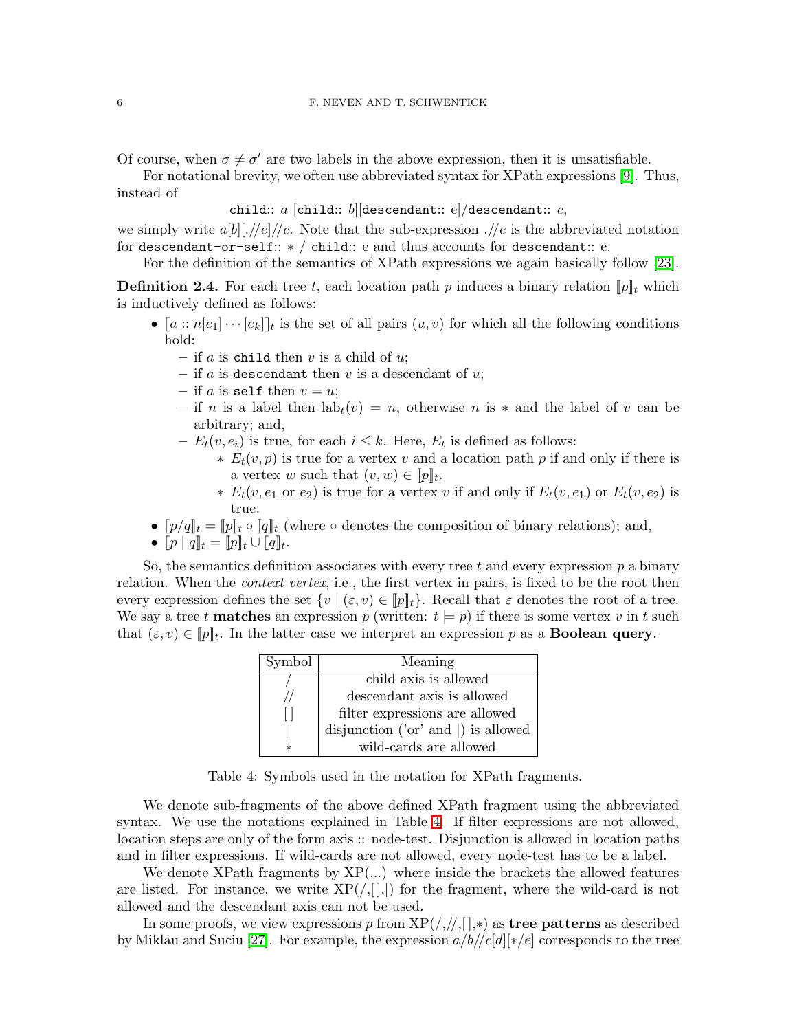Of course, when $\sigma \neq \sigma'$ are two labels in the above expression, then it is unsatisfiable.

For notational brevity, we often use abbreviated syntax for XPath expressions [9]. Thus, instead of

$$\texttt{child}::\ a\ [\texttt{child}::\ b][\texttt{descendant}::\ e]/\texttt{descendant}::\ c,$$

we simply write $a[b][.//e]//c$. Note that the sub-expression $.//e$ is the abbreviated notation for `descendant-or-self`:: $*$ / `child`:: e and thus accounts for `descendant`:: e.

For the definition of the semantics of XPath expressions we again basically follow [23].

**Definition 2.4.** For each tree $t$, each location path $p$ induces a binary relation $[\![p]\!]_t$ which is inductively defined as follows:

- $[\![a :: n[e_1] \cdots [e_k]]\!]_t$ is the set of all pairs $(u, v)$ for which all the following conditions hold:
  - if $a$ is `child` then $v$ is a child of $u$;
  - if $a$ is `descendant` then $v$ is a descendant of $u$;
  - if $a$ is `self` then $v = u$;
  - if $n$ is a label then $\text{lab}_t(v) = n$, otherwise $n$ is $*$ and the label of $v$ can be arbitrary; and,
  - $E_t(v, e_i)$ is true, for each $i \leq k$. Here, $E_t$ is defined as follows:
    - $E_t(v, p)$ is true for a vertex $v$ and a location path $p$ if and only if there is a vertex $w$ such that $(v, w) \in [\![p]\!]_t$.
    - $E_t(v, e_1 \text{ or } e_2)$ is true for a vertex $v$ if and only if $E_t(v, e_1)$ or $E_t(v, e_2)$ is true.
- $[\![p/q]\!]_t = [\![p]\!]_t \circ [\![q]\!]_t$ (where $\circ$ denotes the composition of binary relations); and,
- $[\![p \mid q]\!]_t = [\![p]\!]_t \cup [\![q]\!]_t$.

So, the semantics definition associates with every tree $t$ and every expression $p$ a binary relation. When the *context vertex*, i.e., the first vertex in pairs, is fixed to be the root then every expression defines the set $\{v \mid (\varepsilon, v) \in [\![p]\!]_t\}$. Recall that $\varepsilon$ denotes the root of a tree. We say a tree $t$ **matches** an expression $p$ (written: $t \models p$) if there is some vertex $v$ in $t$ such that $(\varepsilon, v) \in [\![p]\!]_t$. In the latter case we interpret an expression $p$ as a **Boolean query**.

| Symbol | Meaning |
|---|---|
| / | child axis is allowed |
| // | descendant axis is allowed |
| [ ] | filter expressions are allowed |
| \| | disjunction ('or' and \|) is allowed |
| $*$ | wild-cards are allowed |

Table 4: Symbols used in the notation for XPath fragments.

We denote sub-fragments of the above defined XPath fragment using the abbreviated syntax. We use the notations explained in Table 4. If filter expressions are not allowed, location steps are only of the form axis :: node-test. Disjunction is allowed in location paths and in filter expressions. If wild-cards are not allowed, every node-test has to be a label.

We denote XPath fragments by XP(...) where inside the brackets the allowed features are listed. For instance, we write XP(/,[ ],|) for the fragment, where the wild-card is not allowed and the descendant axis can not be used.

In some proofs, we view expressions $p$ from XP(/,//,[ ],$*$) as **tree patterns** as described by Miklau and Suciu [27]. For example, the expression $a/b//c[d][*/e]$ corresponds to the tree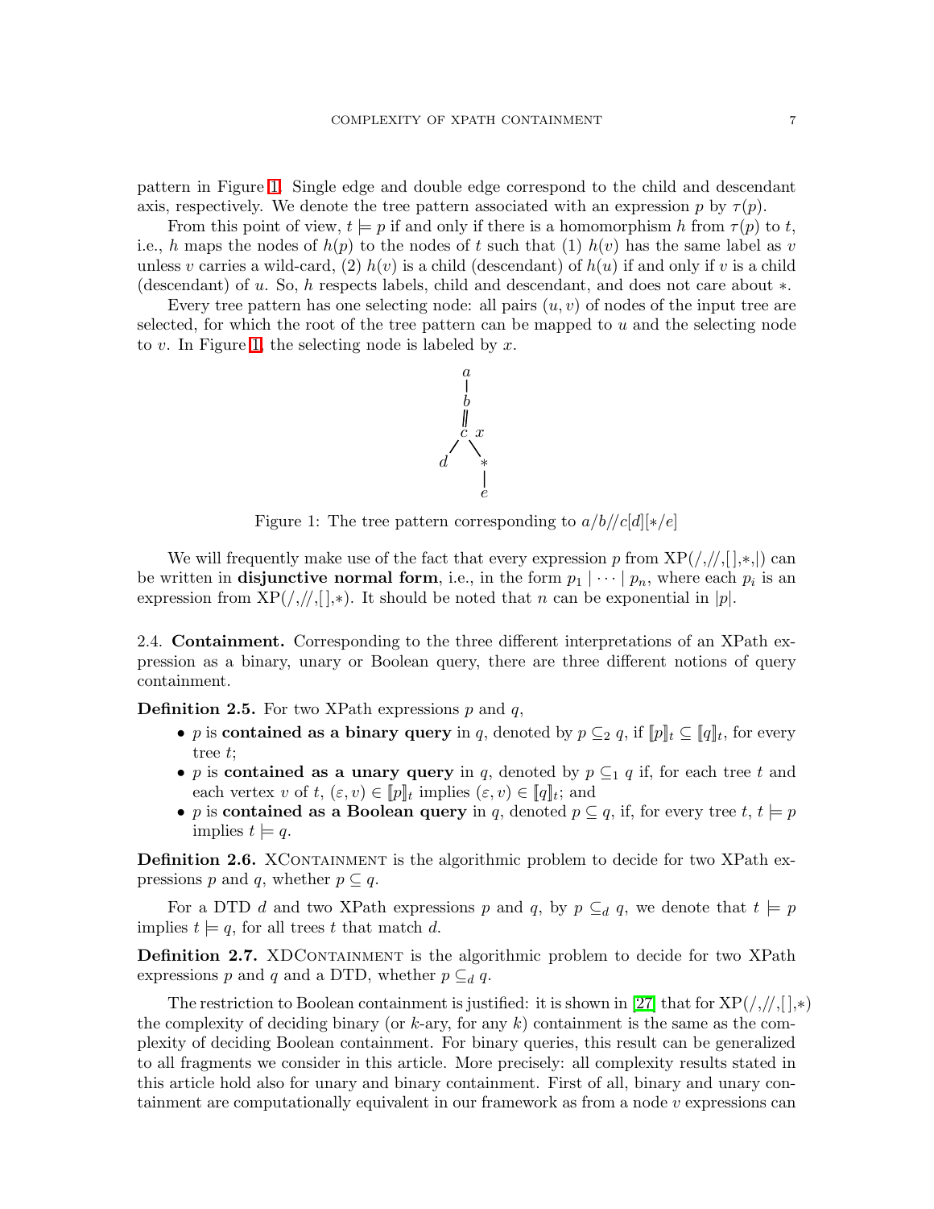pattern in Figure 1. Single edge and double edge correspond to the child and descendant axis, respectively. We denote the tree pattern associated with an expression $p$ by $\tau(p)$.

From this point of view, $t \models p$ if and only if there is a homomorphism $h$ from $\tau(p)$ to $t$, i.e., $h$ maps the nodes of $h(p)$ to the nodes of $t$ such that (1) $h(v)$ has the same label as $v$ unless $v$ carries a wild-card, (2) $h(v)$ is a child (descendant) of $h(u)$ if and only if $v$ is a child (descendant) of $u$. So, $h$ respects labels, child and descendant, and does not care about $*$.

Every tree pattern has one selecting node: all pairs $(u, v)$ of nodes of the input tree are selected, for which the root of the tree pattern can be mapped to $u$ and the selecting node to $v$. In Figure 1, the selecting node is labeled by $x$.

Figure 1: The tree pattern corresponding to $a/b//c[d][*/e]$

We will frequently make use of the fact that every expression $p$ from XP(/,//,[ ],*,|) can be written in **disjunctive normal form**, i.e., in the form $p_1 \mid \cdots \mid p_n$, where each $p_i$ is an expression from XP(/,//,[ ],*). It should be noted that $n$ can be exponential in $|p|$.

2.4. **Containment.** Corresponding to the three different interpretations of an XPath expression as a binary, unary or Boolean query, there are three different notions of query containment.

**Definition 2.5.** For two XPath expressions $p$ and $q$,

- $p$ is **contained as a binary query** in $q$, denoted by $p \subseteq_2 q$, if $[\![p]\!]_t \subseteq [\![q]\!]_t$, for every tree $t$;
- $p$ is **contained as a unary query** in $q$, denoted by $p \subseteq_1 q$ if, for each tree $t$ and each vertex $v$ of $t$, $(\varepsilon, v) \in [\![p]\!]_t$ implies $(\varepsilon, v) \in [\![q]\!]_t$; and
- $p$ is **contained as a Boolean query** in $q$, denoted $p \subseteq q$, if, for every tree $t$, $t \models p$ implies $t \models q$.

**Definition 2.6.** XContainment is the algorithmic problem to decide for two XPath expressions $p$ and $q$, whether $p \subseteq q$.

For a DTD $d$ and two XPath expressions $p$ and $q$, by $p \subseteq_d q$, we denote that $t \models p$ implies $t \models q$, for all trees $t$ that match $d$.

**Definition 2.7.** XDContainment is the algorithmic problem to decide for two XPath expressions $p$ and $q$ and a DTD, whether $p \subseteq_d q$.

The restriction to Boolean containment is justified: it is shown in [27] that for XP(/,//,[ ],*) the complexity of deciding binary (or $k$-ary, for any $k$) containment is the same as the complexity of deciding Boolean containment. For binary queries, this result can be generalized to all fragments we consider in this article. More precisely: all complexity results stated in this article hold also for unary and binary containment. First of all, binary and unary containment are computationally equivalent in our framework as from a node $v$ expressions can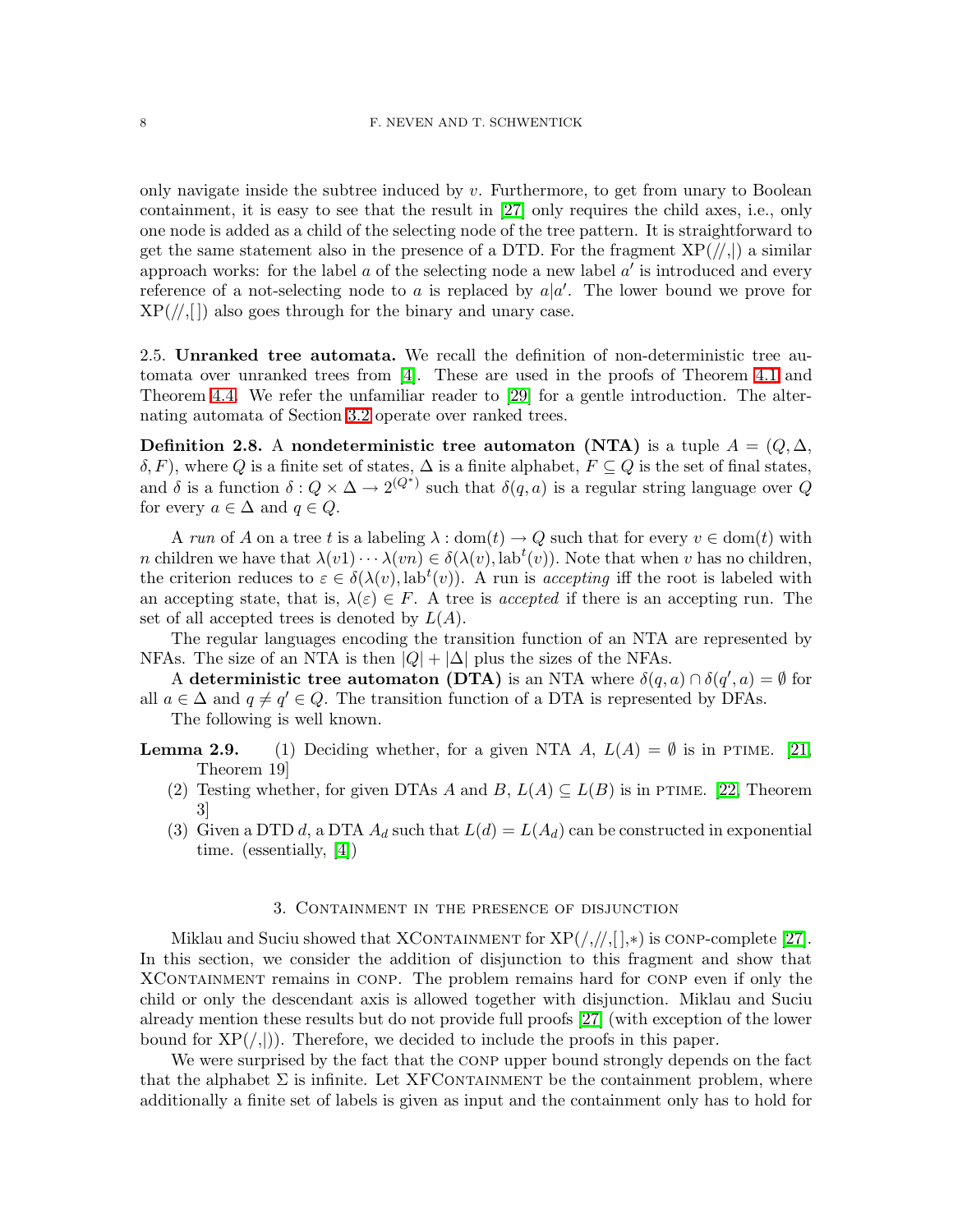only navigate inside the subtree induced by $v$. Furthermore, to get from unary to Boolean containment, it is easy to see that the result in [27] only requires the child axes, i.e., only one node is added as a child of the selecting node of the tree pattern. It is straightforward to get the same statement also in the presence of a DTD. For the fragment XP(//,|) a similar approach works: for the label $a$ of the selecting node a new label $a'$ is introduced and every reference of a not-selecting node to $a$ is replaced by $a|a'$. The lower bound we prove for XP(//,[ ]) also goes through for the binary and unary case.

2.5. **Unranked tree automata.** We recall the definition of non-deterministic tree automata over unranked trees from [4]. These are used in the proofs of Theorem 4.1 and Theorem 4.4. We refer the unfamiliar reader to [29] for a gentle introduction. The alternating automata of Section 3.2 operate over ranked trees.

**Definition 2.8.** A **nondeterministic tree automaton (NTA)** is a tuple $A = (Q, \Delta, \delta, F)$, where $Q$ is a finite set of states, $\Delta$ is a finite alphabet, $F \subseteq Q$ is the set of final states, and $\delta$ is a function $\delta : Q \times \Delta \to 2^{(Q^*)}$ such that $\delta(q, a)$ is a regular string language over $Q$ for every $a \in \Delta$ and $q \in Q$.

A *run* of $A$ on a tree $t$ is a labeling $\lambda : \text{dom}(t) \to Q$ such that for every $v \in \text{dom}(t)$ with $n$ children we have that $\lambda(v1) \cdots \lambda(vn) \in \delta(\lambda(v), \text{lab}^t(v))$. Note that when $v$ has no children, the criterion reduces to $\varepsilon \in \delta(\lambda(v), \text{lab}^t(v))$. A run is *accepting* iff the root is labeled with an accepting state, that is, $\lambda(\varepsilon) \in F$. A tree is *accepted* if there is an accepting run. The set of all accepted trees is denoted by $L(A)$.

The regular languages encoding the transition function of an NTA are represented by NFAs. The size of an NTA is then $|Q| + |\Delta|$ plus the sizes of the NFAs.

A **deterministic tree automaton (DTA)** is an NTA where $\delta(q, a) \cap \delta(q', a) = \emptyset$ for all $a \in \Delta$ and $q \neq q' \in Q$. The transition function of a DTA is represented by DFAs.

The following is well known.

**Lemma 2.9.**
1. Deciding whether, for a given NTA $A$, $L(A) = \emptyset$ is in PTIME. [21, Theorem 19]
2. Testing whether, for given DTAs $A$ and $B$, $L(A) \subseteq L(B)$ is in PTIME. [22, Theorem 3]
3. Given a DTD $d$, a DTA $A_d$ such that $L(d) = L(A_d)$ can be constructed in exponential time. (essentially, [4])

## 3. Containment in the presence of disjunction

Miklau and Suciu showed that XContainment for XP(/,//,[ ],*) is coNP-complete [27]. In this section, we consider the addition of disjunction to this fragment and show that XContainment remains in coNP. The problem remains hard for coNP even if only the child or only the descendant axis is allowed together with disjunction. Miklau and Suciu already mention these results but do not provide full proofs [27] (with exception of the lower bound for XP(/,|)). Therefore, we decided to include the proofs in this paper.

We were surprised by the fact that the coNP upper bound strongly depends on the fact that the alphabet $\Sigma$ is infinite. Let XFContainment be the containment problem, where additionally a finite set of labels is given as input and the containment only has to hold for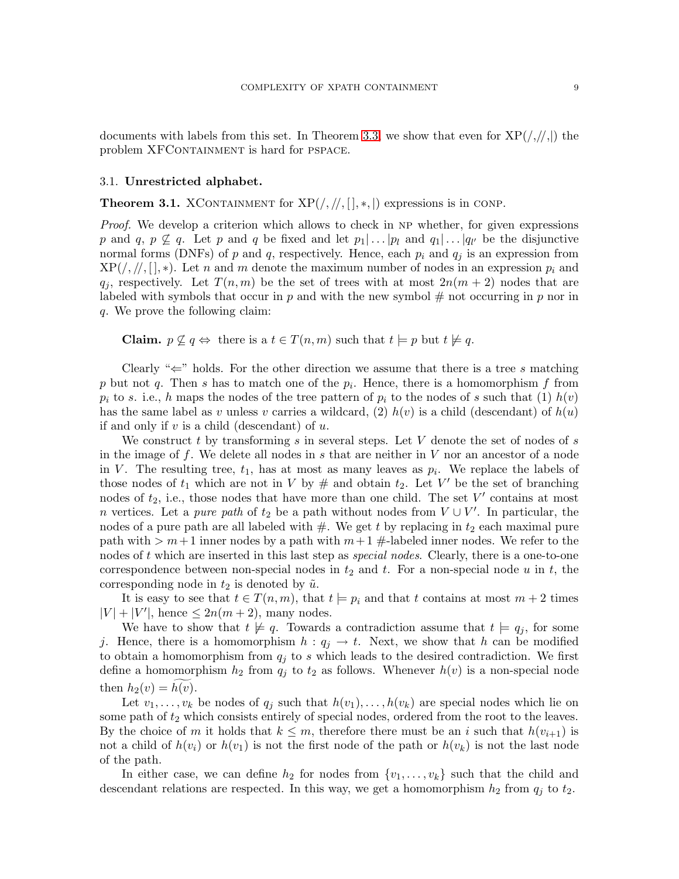documents with labels from this set. In Theorem 3.3 we show that even for XP($/,//,|$) the problem XFContainment is hard for pspace.

### 3.1. Unrestricted alphabet.

**Theorem 3.1.** XContainment for XP($/,//,[\,],*,|$) expressions is in conp.

*Proof.* We develop a criterion which allows to check in np whether, for given expressions $p$ and $q$, $p \not\subseteq q$. Let $p$ and $q$ be fixed and let $p_1|\ldots|p_l$ and $q_1|\ldots|q_{l'}$ be the disjunctive normal forms (DNFs) of $p$ and $q$, respectively. Hence, each $p_i$ and $q_j$ is an expression from XP($/,//,[\,],*$). Let $n$ and $m$ denote the maximum number of nodes in an expression $p_i$ and $q_j$, respectively. Let $T(n,m)$ be the set of trees with at most $2n(m+2)$ nodes that are labeled with symbols that occur in $p$ and with the new symbol # not occurring in $p$ nor in $q$. We prove the following claim:

> **Claim.** $p \not\subseteq q \Leftrightarrow$ there is a $t \in T(n,m)$ such that $t \models p$ but $t \not\models q$.

Clearly "$\Leftarrow$" holds. For the other direction we assume that there is a tree $s$ matching $p$ but not $q$. Then $s$ has to match one of the $p_i$. Hence, there is a homomorphism $f$ from $p_i$ to $s$. i.e., $h$ maps the nodes of the tree pattern of $p_i$ to the nodes of $s$ such that (1) $h(v)$ has the same label as $v$ unless $v$ carries a wildcard, (2) $h(v)$ is a child (descendant) of $h(u)$ if and only if $v$ is a child (descendant) of $u$.

We construct $t$ by transforming $s$ in several steps. Let $V$ denote the set of nodes of $s$ in the image of $f$. We delete all nodes in $s$ that are neither in $V$ nor an ancestor of a node in $V$. The resulting tree, $t_1$, has at most as many leaves as $p_i$. We replace the labels of those nodes of $t_1$ which are not in $V$ by # and obtain $t_2$. Let $V'$ be the set of branching nodes of $t_2$, i.e., those nodes that have more than one child. The set $V'$ contains at most $n$ vertices. Let a *pure path* of $t_2$ be a path without nodes from $V \cup V'$. In particular, the nodes of a pure path are all labeled with #. We get $t$ by replacing in $t_2$ each maximal pure path with $> m+1$ inner nodes by a path with $m+1$ #-labeled inner nodes. We refer to the nodes of $t$ which are inserted in this last step as *special nodes*. Clearly, there is a one-to-one correspondence between non-special nodes in $t_2$ and $t$. For a non-special node $u$ in $t$, the corresponding node in $t_2$ is denoted by $\tilde{u}$.

It is easy to see that $t \in T(n,m)$, that $t \models p_i$ and that $t$ contains at most $m+2$ times $|V| + |V'|$, hence $\leq 2n(m+2)$, many nodes.

We have to show that $t \not\models q$. Towards a contradiction assume that $t \models q_j$, for some $j$. Hence, there is a homomorphism $h : q_j \to t$. Next, we show that $h$ can be modified to obtain a homomorphism from $q_j$ to $s$ which leads to the desired contradiction. We first define a homomorphism $h_2$ from $q_j$ to $t_2$ as follows. Whenever $h(v)$ is a non-special node then $h_2(v) = \widetilde{h(v)}$.

Let $v_1, \ldots, v_k$ be nodes of $q_j$ such that $h(v_1), \ldots, h(v_k)$ are special nodes which lie on some path of $t_2$ which consists entirely of special nodes, ordered from the root to the leaves. By the choice of $m$ it holds that $k \leq m$, therefore there must be an $i$ such that $h(v_{i+1})$ is not a child of $h(v_i)$ or $h(v_1)$ is not the first node of the path or $h(v_k)$ is not the last node of the path.

In either case, we can define $h_2$ for nodes from $\{v_1, \ldots, v_k\}$ such that the child and descendant relations are respected. In this way, we get a homomorphism $h_2$ from $q_j$ to $t_2$.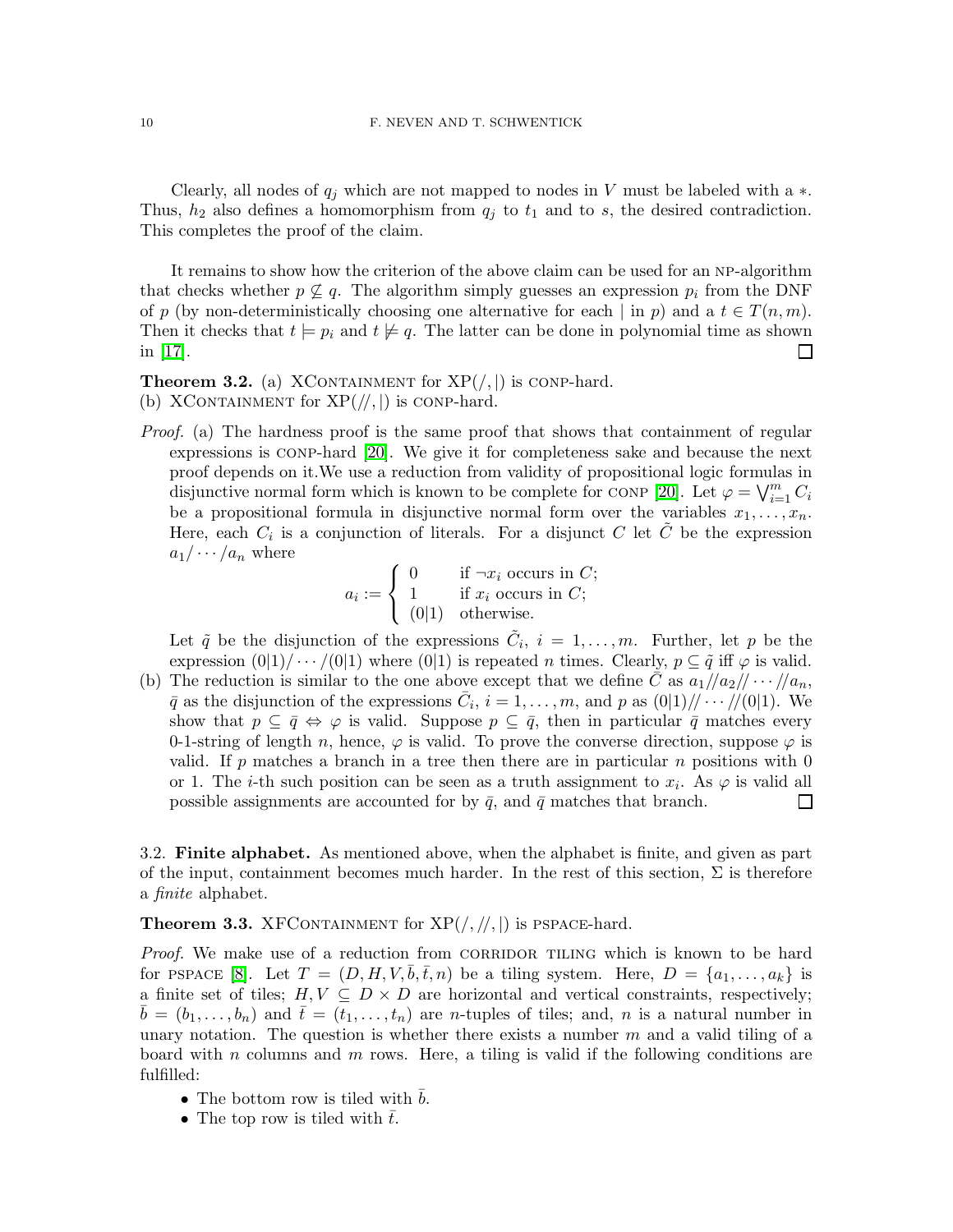Clearly, all nodes of $q_j$ which are not mapped to nodes in $V$ must be labeled with a $*$. Thus, $h_2$ also defines a homomorphism from $q_j$ to $t_1$ and to $s$, the desired contradiction. This completes the proof of the claim.

It remains to show how the criterion of the above claim can be used for an NP-algorithm that checks whether $p \not\subseteq q$. The algorithm simply guesses an expression $p_i$ from the DNF of $p$ (by non-deterministically choosing one alternative for each $|$ in $p$) and a $t \in T(n, m)$. Then it checks that $t \models p_i$ and $t \not\models q$. The latter can be done in polynomial time as shown in [17]. □

**Theorem 3.2.** (a) XCONTAINMENT for XP$(/, |)$ is CONP-hard.
(b) XCONTAINMENT for XP$(//, |)$ is CONP-hard.

*Proof.* (a) The hardness proof is the same proof that shows that containment of regular expressions is CONP-hard [20]. We give it for completeness sake and because the next proof depends on it.We use a reduction from validity of propositional logic formulas in disjunctive normal form which is known to be complete for CONP [20]. Let $\varphi = \bigvee_{i=1}^{m} C_i$ be a propositional formula in disjunctive normal form over the variables $x_1, \ldots, x_n$. Here, each $C_i$ is a conjunction of literals. For a disjunct $C$ let $\tilde{C}$ be the expression $a_1/\cdots/a_n$ where

$$a_i := \begin{cases} 0 & \text{if } \neg x_i \text{ occurs in } C; \\ 1 & \text{if } x_i \text{ occurs in } C; \\ (0|1) & \text{otherwise.} \end{cases}$$

Let $\tilde{q}$ be the disjunction of the expressions $\tilde{C}_i$, $i = 1, \ldots, m$. Further, let $p$ be the expression $(0|1)/\cdots/(0|1)$ where $(0|1)$ is repeated $n$ times. Clearly, $p \subseteq \tilde{q}$ iff $\varphi$ is valid.

(b) The reduction is similar to the one above except that we define $\bar{C}$ as $a_1//a_2//\cdots//a_n$, $\bar{q}$ as the disjunction of the expressions $\bar{C}_i$, $i = 1, \ldots, m$, and $p$ as $(0|1)//\cdots//(0|1)$. We show that $p \subseteq \bar{q} \Leftrightarrow \varphi$ is valid. Suppose $p \subseteq \bar{q}$, then in particular $\bar{q}$ matches every 0-1-string of length $n$, hence, $\varphi$ is valid. To prove the converse direction, suppose $\varphi$ is valid. If $p$ matches a branch in a tree then there are in particular $n$ positions with 0 or 1. The $i$-th such position can be seen as a truth assignment to $x_i$. As $\varphi$ is valid all possible assignments are accounted for by $\bar{q}$, and $\bar{q}$ matches that branch. □

3.2. **Finite alphabet.** As mentioned above, when the alphabet is finite, and given as part of the input, containment becomes much harder. In the rest of this section, $\Sigma$ is therefore a *finite* alphabet.

**Theorem 3.3.** XFCONTAINMENT for XP$(/, //, |)$ is PSPACE-hard.

*Proof.* We make use of a reduction from CORRIDOR TILING which is known to be hard for PSPACE [8]. Let $T = (D, H, V, \bar{b}, \bar{t}, n)$ be a tiling system. Here, $D = \{a_1, \ldots, a_k\}$ is a finite set of tiles; $H, V \subseteq D \times D$ are horizontal and vertical constraints, respectively; $\bar{b} = (b_1, \ldots, b_n)$ and $\bar{t} = (t_1, \ldots, t_n)$ are $n$-tuples of tiles; and, $n$ is a natural number in unary notation. The question is whether there exists a number $m$ and a valid tiling of a board with $n$ columns and $m$ rows. Here, a tiling is valid if the following conditions are fulfilled:

- The bottom row is tiled with $\bar{b}$.
- The top row is tiled with $\bar{t}$.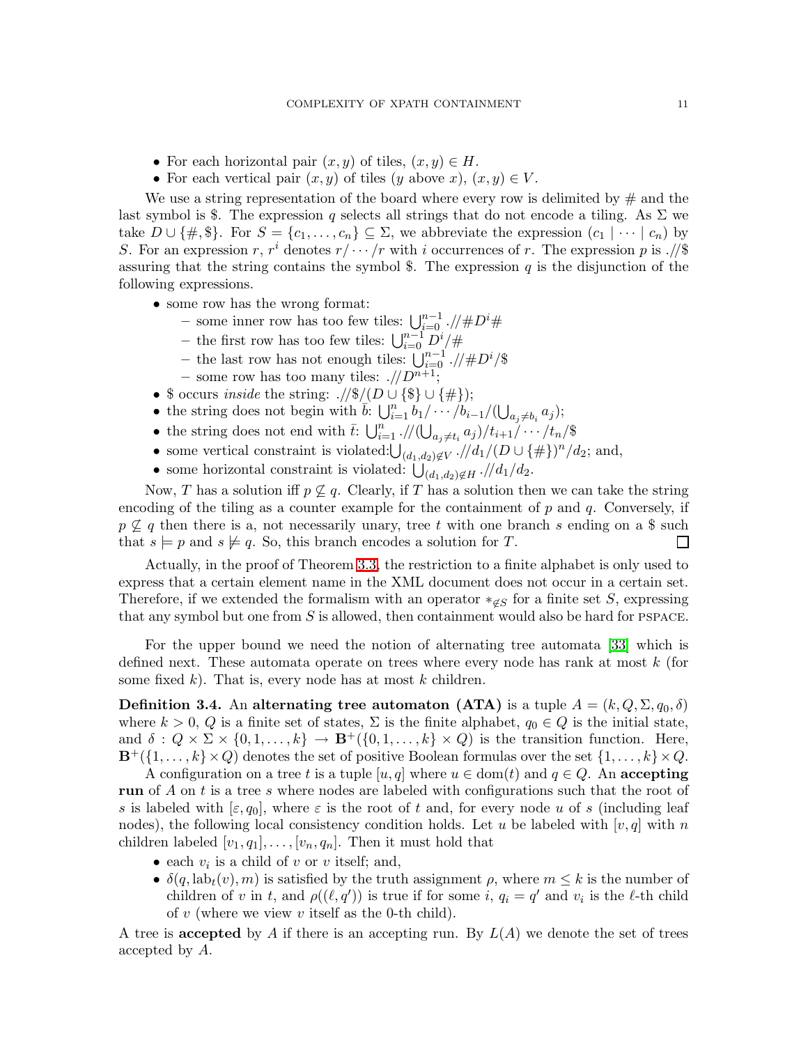- For each horizontal pair $(x, y)$ of tiles, $(x, y) \in H$.
- For each vertical pair $(x, y)$ of tiles ($y$ above $x$), $(x, y) \in V$.

We use a string representation of the board where every row is delimited by # and the last symbol is \$. The expression $q$ selects all strings that do not encode a tiling. As $\Sigma$ we take $D \cup \{\#, \$\}$. For $S = \{c_1, \dots, c_n\} \subseteq \Sigma$, we abbreviate the expression $(c_1 \mid \cdots \mid c_n)$ by $S$. For an expression $r$, $r^i$ denotes $r/\cdots/r$ with $i$ occurrences of $r$. The expression $p$ is $.//\$$ assuring that the string contains the symbol \$. The expression $q$ is the disjunction of the following expressions.

- some row has the wrong format:
  - some inner row has too few tiles: $\bigcup_{i=0}^{n-1} .//\#D^i\#$
  - the first row has too few tiles: $\bigcup_{i=0}^{n-1} D^i/\#$
  - the last row has not enough tiles: $\bigcup_{i=0}^{n-1} .//\#D^i/\$$
  - some row has too many tiles: $.//D^{n+1}$;
- \$ occurs *inside* the string: $.//\$/(D \cup \{\$\} \cup \{\#\})$;
- the string does not begin with $\bar{b}$: $\bigcup_{i=1}^{n} b_1/\cdots/b_{i-1}/(\bigcup_{a_j \neq b_i} a_j)$;
- the string does not end with $\bar{t}$: $\bigcup_{i=1}^{n} .//(\bigcup_{a_j \neq t_i} a_j)/t_{i+1}/\cdots/t_n/\$$
- some vertical constraint is violated:$\bigcup_{(d_1,d_2)\notin V} .//d_1/(D \cup \{\#\})^n/d_2$; and,
- some horizontal constraint is violated: $\bigcup_{(d_1,d_2)\notin H} .//d_1/d_2$.

Now, $T$ has a solution iff $p \not\subseteq q$. Clearly, if $T$ has a solution then we can take the string encoding of the tiling as a counter example for the containment of $p$ and $q$. Conversely, if $p \not\subseteq q$ then there is a, not necessarily unary, tree $t$ with one branch $s$ ending on a \$ such that $s \models p$ and $s \not\models q$. So, this branch encodes a solution for $T$. □

Actually, in the proof of Theorem 3.3, the restriction to a finite alphabet is only used to express that a certain element name in the XML document does not occur in a certain set. Therefore, if we extended the formalism with an operator $*_{\notin S}$ for a finite set $S$, expressing that any symbol but one from $S$ is allowed, then containment would also be hard for PSPACE.

For the upper bound we need the notion of alternating tree automata [33] which is defined next. These automata operate on trees where every node has rank at most $k$ (for some fixed $k$). That is, every node has at most $k$ children.

**Definition 3.4.** An **alternating tree automaton (ATA)** is a tuple $A = (k, Q, \Sigma, q_0, \delta)$ where $k > 0$, $Q$ is a finite set of states, $\Sigma$ is the finite alphabet, $q_0 \in Q$ is the initial state, and $\delta : Q \times \Sigma \times \{0, 1, \dots, k\} \to \mathbf{B}^+(\{0, 1, \dots, k\} \times Q)$ is the transition function. Here, $\mathbf{B}^+(\{1, \dots, k\} \times Q)$ denotes the set of positive Boolean formulas over the set $\{1, \dots, k\} \times Q$.

A configuration on a tree $t$ is a tuple $[u, q]$ where $u \in \text{dom}(t)$ and $q \in Q$. An **accepting run** of $A$ on $t$ is a tree $s$ where nodes are labeled with configurations such that the root of $s$ is labeled with $[\varepsilon, q_0]$, where $\varepsilon$ is the root of $t$ and, for every node $u$ of $s$ (including leaf nodes), the following local consistency condition holds. Let $u$ be labeled with $[v, q]$ with $n$ children labeled $[v_1, q_1], \dots, [v_n, q_n]$. Then it must hold that

- each $v_i$ is a child of $v$ or $v$ itself; and,
- $\delta(q, \text{lab}_t(v), m)$ is satisfied by the truth assignment $\rho$, where $m \leq k$ is the number of children of $v$ in $t$, and $\rho((\ell, q'))$ is true if for some $i$, $q_i = q'$ and $v_i$ is the $\ell$-th child of $v$ (where we view $v$ itself as the 0-th child).

A tree is **accepted** by $A$ if there is an accepting run. By $L(A)$ we denote the set of trees accepted by $A$.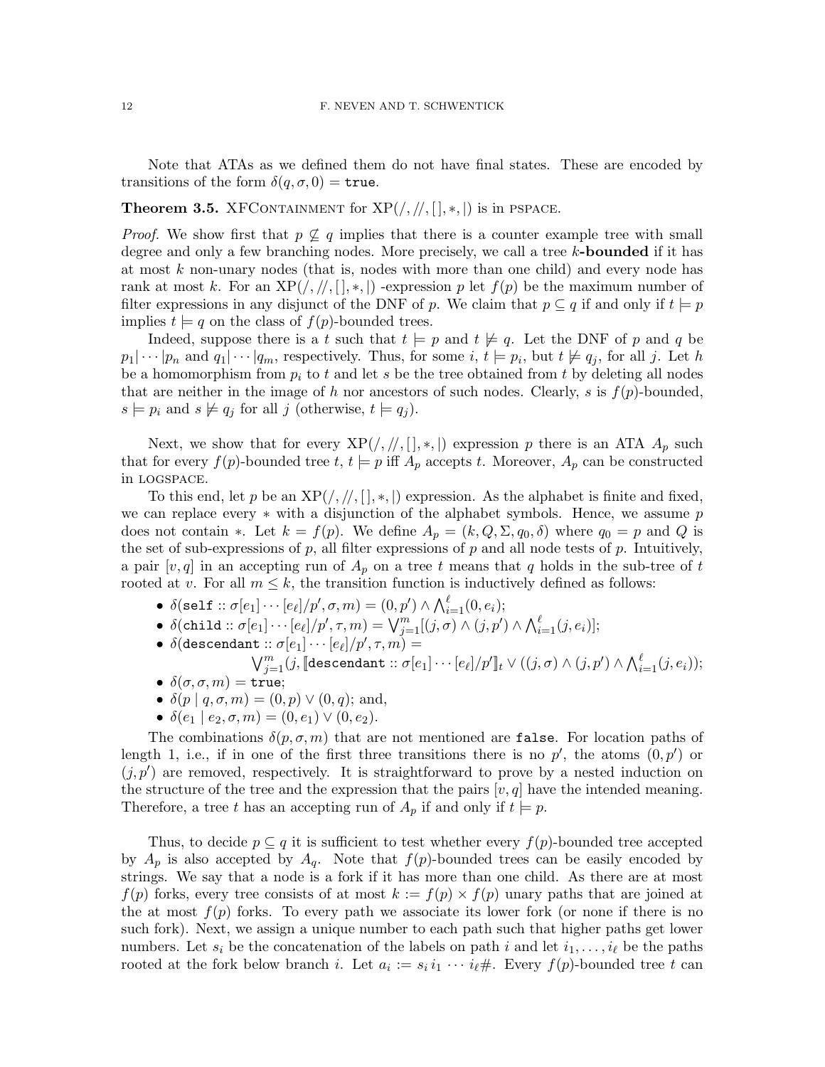Note that ATAs as we defined them do not have final states. These are encoded by transitions of the form $\delta(q, \sigma, 0) = \texttt{true}$.

**Theorem 3.5.** XFContainment for $\mathrm{XP}(/, //, [\,], *, |)$ is in PSPACE.

*Proof.* We show first that $p \not\subseteq q$ implies that there is a counter example tree with small degree and only a few branching nodes. More precisely, we call a tree **$k$-bounded** if it has at most $k$ non-unary nodes (that is, nodes with more than one child) and every node has rank at most $k$. For an $\mathrm{XP}(/, //, [\,], *, |)$ -expression $p$ let $f(p)$ be the maximum number of filter expressions in any disjunct of the DNF of $p$. We claim that $p \subseteq q$ if and only if $t \models p$ implies $t \models q$ on the class of $f(p)$-bounded trees.

Indeed, suppose there is a $t$ such that $t \models p$ and $t \not\models q$. Let the DNF of $p$ and $q$ be $p_1 | \cdots | p_n$ and $q_1 | \cdots | q_m$, respectively. Thus, for some $i$, $t \models p_i$, but $t \not\models q_j$, for all $j$. Let $h$ be a homomorphism from $p_i$ to $t$ and let $s$ be the tree obtained from $t$ by deleting all nodes that are neither in the image of $h$ nor ancestors of such nodes. Clearly, $s$ is $f(p)$-bounded, $s \models p_i$ and $s \not\models q_j$ for all $j$ (otherwise, $t \models q_j$).

Next, we show that for every $\mathrm{XP}(/, //, [\,], *, |)$ expression $p$ there is an ATA $A_p$ such that for every $f(p)$-bounded tree $t$, $t \models p$ iff $A_p$ accepts $t$. Moreover, $A_p$ can be constructed in LOGSPACE.

To this end, let $p$ be an $\mathrm{XP}(/, //, [\,], *, |)$ expression. As the alphabet is finite and fixed, we can replace every $*$ with a disjunction of the alphabet symbols. Hence, we assume $p$ does not contain $*$. Let $k = f(p)$. We define $A_p = (k, Q, \Sigma, q_0, \delta)$ where $q_0 = p$ and $Q$ is the set of sub-expressions of $p$, all filter expressions of $p$ and all node tests of $p$. Intuitively, a pair $[v, q]$ in an accepting run of $A_p$ on a tree $t$ means that $q$ holds in the sub-tree of $t$ rooted at $v$. For all $m \leq k$, the transition function is inductively defined as follows:

- $\delta(\texttt{self} :: \sigma[e_1] \cdots [e_\ell]/p', \sigma, m) = (0, p') \wedge \bigwedge_{i=1}^{\ell} (0, e_i)$;
- $\delta(\texttt{child} :: \sigma[e_1] \cdots [e_\ell]/p', \tau, m) = \bigvee_{j=1}^{m} [(j, \sigma) \wedge (j, p') \wedge \bigwedge_{i=1}^{\ell} (j, e_i)]$;
- $\delta(\texttt{descendant} :: \sigma[e_1] \cdots [e_\ell]/p', \tau, m) =$
$$\bigvee_{j=1}^{m} (j, [\![\texttt{descendant} :: \sigma[e_1] \cdots [e_\ell]/p']\!]_t \vee ((j, \sigma) \wedge (j, p') \wedge \bigwedge_{i=1}^{\ell} (j, e_i));$$
- $\delta(\sigma, \sigma, m) = \texttt{true}$;
- $\delta(p \mid q, \sigma, m) = (0, p) \vee (0, q)$; and,
- $\delta(e_1 \mid e_2, \sigma, m) = (0, e_1) \vee (0, e_2)$.

The combinations $\delta(p, \sigma, m)$ that are not mentioned are $\texttt{false}$. For location paths of length 1, i.e., if in one of the first three transitions there is no $p'$, the atoms $(0, p')$ or $(j, p')$ are removed, respectively. It is straightforward to prove by a nested induction on the structure of the tree and the expression that the pairs $[v, q]$ have the intended meaning. Therefore, a tree $t$ has an accepting run of $A_p$ if and only if $t \models p$.

Thus, to decide $p \subseteq q$ it is sufficient to test whether every $f(p)$-bounded tree accepted by $A_p$ is also accepted by $A_q$. Note that $f(p)$-bounded trees can be easily encoded by strings. We say that a node is a fork if it has more than one child. As there are at most $f(p)$ forks, every tree consists of at most $k := f(p) \times f(p)$ unary paths that are joined at the at most $f(p)$ forks. To every path we associate its lower fork (or none if there is no such fork). Next, we assign a unique number to each path such that higher paths get lower numbers. Let $s_i$ be the concatenation of the labels on path $i$ and let $i_1, \ldots, i_\ell$ be the paths rooted at the fork below branch $i$. Let $a_i := s_i\, i_1 \cdots i_\ell \#$. Every $f(p)$-bounded tree $t$ can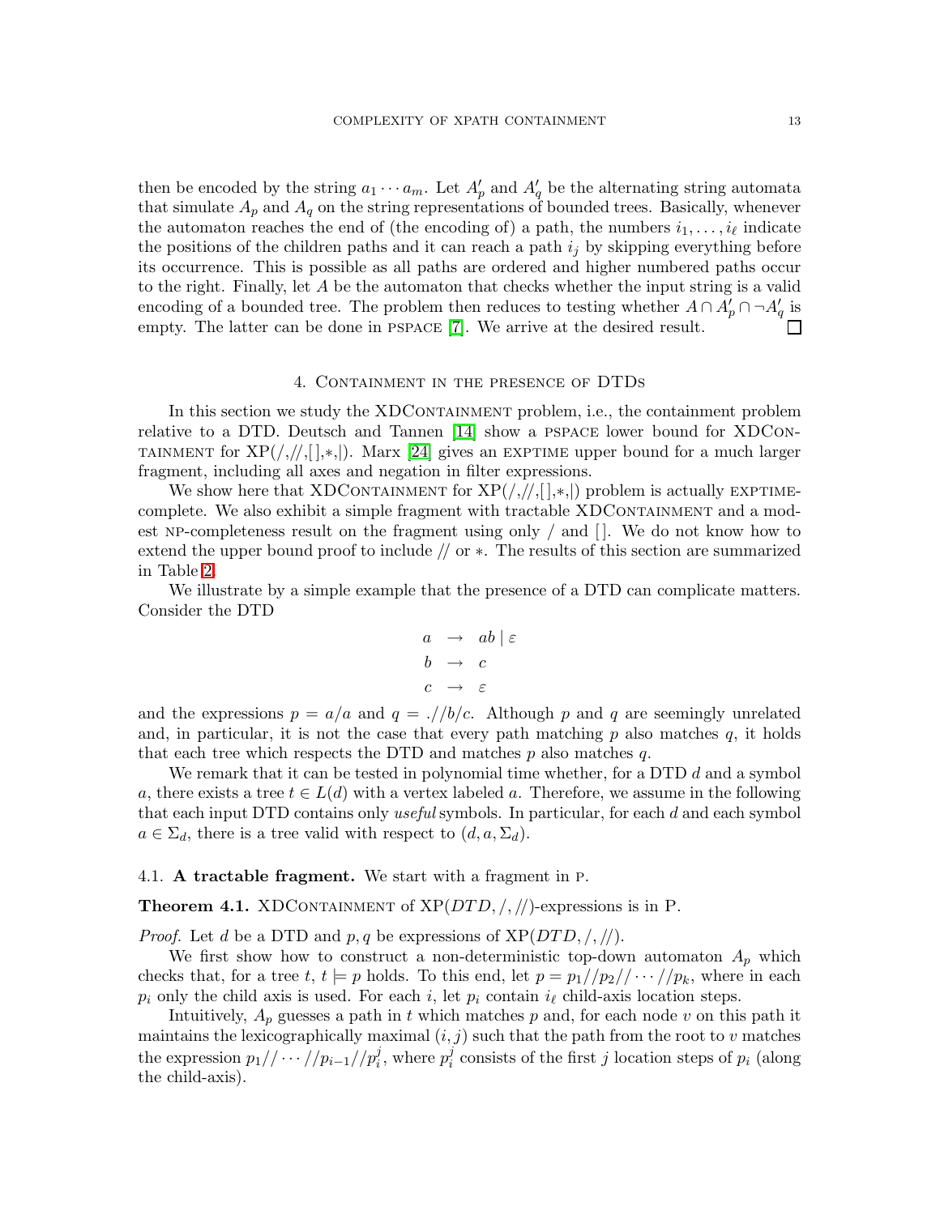then be encoded by the string $a_1 \cdots a_m$. Let $A'_p$ and $A'_q$ be the alternating string automata that simulate $A_p$ and $A_q$ on the string representations of bounded trees. Basically, whenever the automaton reaches the end of (the encoding of) a path, the numbers $i_1, \ldots, i_\ell$ indicate the positions of the children paths and it can reach a path $i_j$ by skipping everything before its occurrence. This is possible as all paths are ordered and higher numbered paths occur to the right. Finally, let $A$ be the automaton that checks whether the input string is a valid encoding of a bounded tree. The problem then reduces to testing whether $A \cap A'_p \cap \neg A'_q$ is empty. The latter can be done in PSPACE [7]. We arrive at the desired result. □

## 4. Containment in the presence of DTDs

In this section we study the XDContainment problem, i.e., the containment problem relative to a DTD. Deutsch and Tannen [14] show a PSPACE lower bound for XDContainment for XP(/,//,[ ],∗,|). Marx [24] gives an EXPTIME upper bound for a much larger fragment, including all axes and negation in filter expressions.

We show here that XDContainment for XP(/,//,[ ],∗,|) problem is actually EXPTIME-complete. We also exhibit a simple fragment with tractable XDContainment and a modest NP-completeness result on the fragment using only / and [ ]. We do not know how to extend the upper bound proof to include // or ∗. The results of this section are summarized in Table 2.

We illustrate by a simple example that the presence of a DTD can complicate matters. Consider the DTD

$$
\begin{aligned}
a &\rightarrow ab \mid \varepsilon \\
b &\rightarrow c \\
c &\rightarrow \varepsilon
\end{aligned}
$$

and the expressions $p = a/a$ and $q = .//b/c$. Although $p$ and $q$ are seemingly unrelated and, in particular, it is not the case that every path matching $p$ also matches $q$, it holds that each tree which respects the DTD and matches $p$ also matches $q$.

We remark that it can be tested in polynomial time whether, for a DTD $d$ and a symbol $a$, there exists a tree $t \in L(d)$ with a vertex labeled $a$. Therefore, we assume in the following that each input DTD contains only *useful* symbols. In particular, for each $d$ and each symbol $a \in \Sigma_d$, there is a tree valid with respect to $(d, a, \Sigma_d)$.

### 4.1. A tractable fragment.

We start with a fragment in P.

**Theorem 4.1.** XDContainment of XP($DTD$, /, //)-expressions is in P.

*Proof.* Let $d$ be a DTD and $p, q$ be expressions of XP($DTD$, /, //).

We first show how to construct a non-deterministic top-down automaton $A_p$ which checks that, for a tree $t$, $t \models p$ holds. To this end, let $p = p_1//p_2//\cdots//p_k$, where in each $p_i$ only the child axis is used. For each $i$, let $p_i$ contain $i_\ell$ child-axis location steps.

Intuitively, $A_p$ guesses a path in $t$ which matches $p$ and, for each node $v$ on this path it maintains the lexicographically maximal $(i, j)$ such that the path from the root to $v$ matches the expression $p_1//\cdots//p_{i-1}//p_i^j$, where $p_i^j$ consists of the first $j$ location steps of $p_i$ (along the child-axis).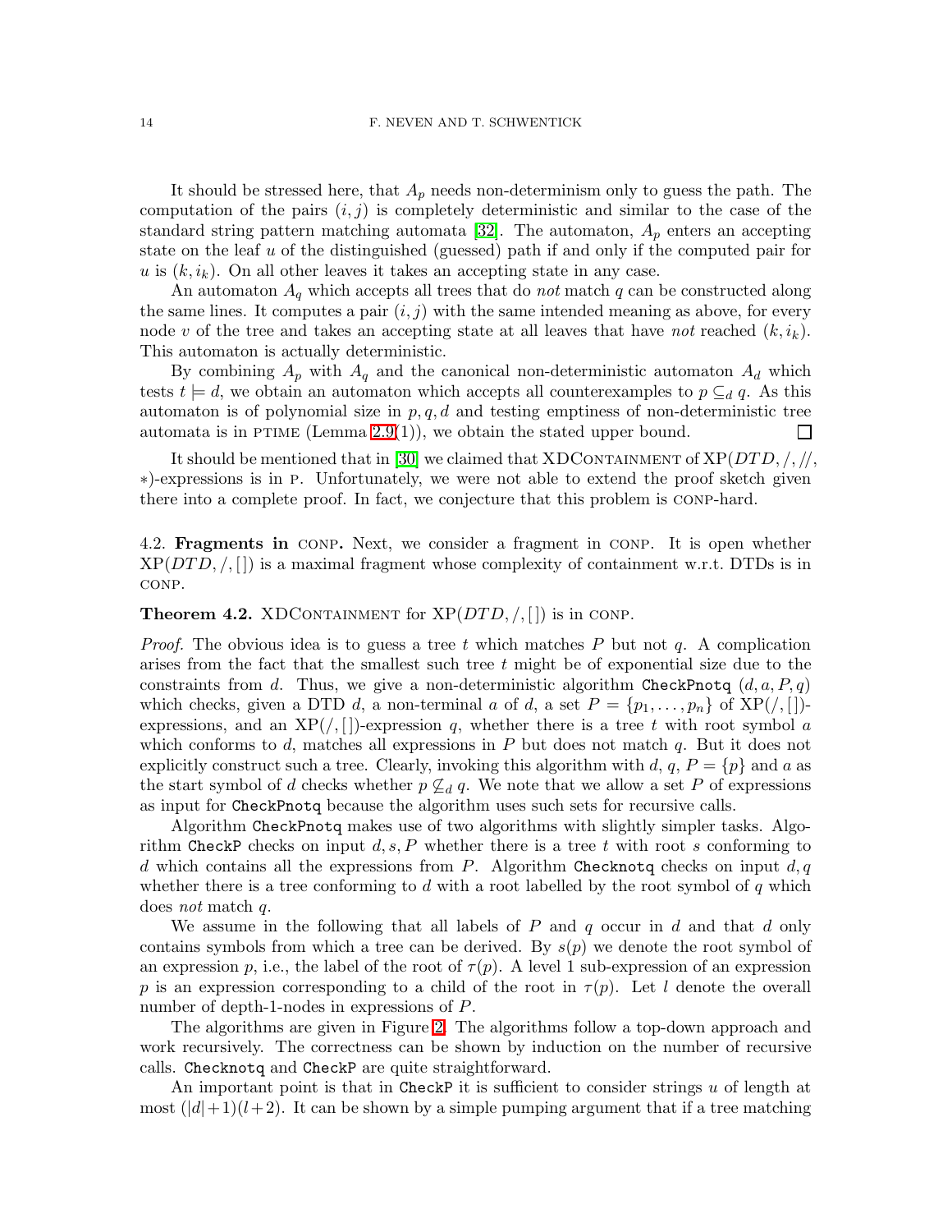It should be stressed here, that $A_p$ needs non-determinism only to guess the path. The computation of the pairs $(i, j)$ is completely deterministic and similar to the case of the standard string pattern matching automata [32]. The automaton, $A_p$ enters an accepting state on the leaf $u$ of the distinguished (guessed) path if and only if the computed pair for $u$ is $(k, i_k)$. On all other leaves it takes an accepting state in any case.

An automaton $A_q$ which accepts all trees that do *not* match $q$ can be constructed along the same lines. It computes a pair $(i, j)$ with the same intended meaning as above, for every node $v$ of the tree and takes an accepting state at all leaves that have *not* reached $(k, i_k)$. This automaton is actually deterministic.

By combining $A_p$ with $A_q$ and the canonical non-deterministic automaton $A_d$ which tests $t \models d$, we obtain an automaton which accepts all counterexamples to $p \subseteq_d q$. As this automaton is of polynomial size in $p, q, d$ and testing emptiness of non-deterministic tree automata is in PTIME (Lemma 2.9(1)), we obtain the stated upper bound. ☐

It should be mentioned that in [30] we claimed that XDCONTAINMENT of XP($DTD$, /, //, $*$)-expressions is in P. Unfortunately, we were not able to extend the proof sketch given there into a complete proof. In fact, we conjecture that this problem is CONP-hard.

### 4.2. Fragments in CONP.

Next, we consider a fragment in CONP. It is open whether XP($DTD$, /, [ ]) is a maximal fragment whose complexity of containment w.r.t. DTDs is in CONP.

**Theorem 4.2.** XDCONTAINMENT for XP($DTD$, /, [ ]) is in CONP.

*Proof.* The obvious idea is to guess a tree $t$ which matches $P$ but not $q$. A complication arises from the fact that the smallest such tree $t$ might be of exponential size due to the constraints from $d$. Thus, we give a non-deterministic algorithm `CheckPnotq` $(d, a, P, q)$ which checks, given a DTD $d$, a non-terminal $a$ of $d$, a set $P = \{p_1, \ldots, p_n\}$ of XP(/, [ ])-expressions, and an XP(/, [ ])-expression $q$, whether there is a tree $t$ with root symbol $a$ which conforms to $d$, matches all expressions in $P$ but does not match $q$. But it does not explicitly construct such a tree. Clearly, invoking this algorithm with $d$, $q$, $P = \{p\}$ and $a$ as the start symbol of $d$ checks whether $p \not\subseteq_d q$. We note that we allow a set $P$ of expressions as input for `CheckPnotq` because the algorithm uses such sets for recursive calls.

Algorithm `CheckPnotq` makes use of two algorithms with slightly simpler tasks. Algorithm `CheckP` checks on input $d, s, P$ whether there is a tree $t$ with root $s$ conforming to $d$ which contains all the expressions from $P$. Algorithm `Checknotq` checks on input $d, q$ whether there is a tree conforming to $d$ with a root labelled by the root symbol of $q$ which does *not* match $q$.

We assume in the following that all labels of $P$ and $q$ occur in $d$ and that $d$ only contains symbols from which a tree can be derived. By $s(p)$ we denote the root symbol of an expression $p$, i.e., the label of the root of $\tau(p)$. A level 1 sub-expression of an expression $p$ is an expression corresponding to a child of the root in $\tau(p)$. Let $l$ denote the overall number of depth-1-nodes in expressions of $P$.

The algorithms are given in Figure 2. The algorithms follow a top-down approach and work recursively. The correctness can be shown by induction on the number of recursive calls. `Checknotq` and `CheckP` are quite straightforward.

An important point is that in `CheckP` it is sufficient to consider strings $u$ of length at most $(|d|+1)(l+2)$. It can be shown by a simple pumping argument that if a tree matching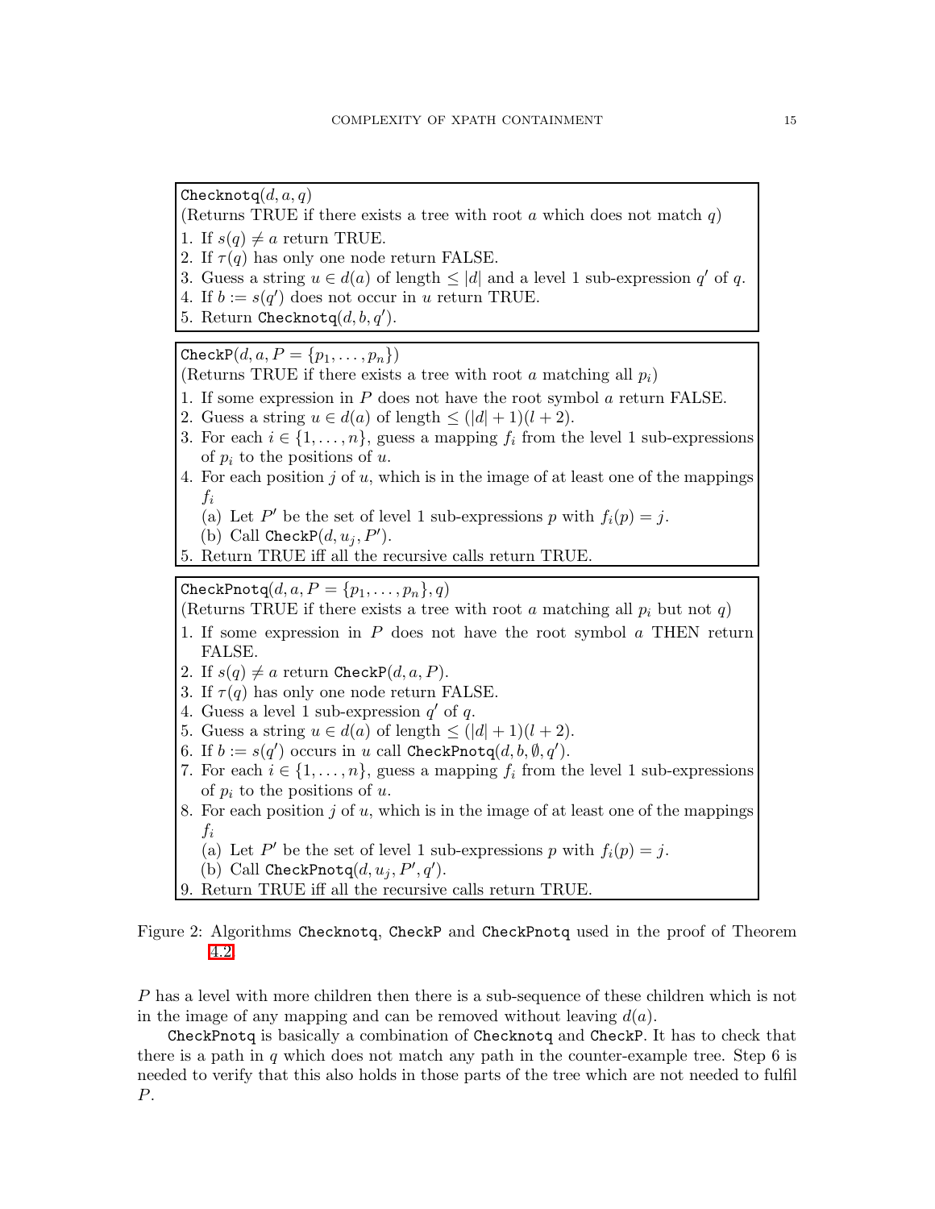```
Checknotq(d, a, q)
(Returns TRUE if there exists a tree with root a which does not match q)
1. If s(q) ≠ a return TRUE.
2. If τ(q) has only one node return FALSE.
3. Guess a string u ∈ d(a) of length ≤ |d| and a level 1 sub-expression q' of q.
4. If b := s(q') does not occur in u return TRUE.
5. Return Checknotq(d, b, q').
```

```
CheckP(d, a, P = {p_1, ..., p_n})
(Returns TRUE if there exists a tree with root a matching all p_i)
1. If some expression in P does not have the root symbol a return FALSE.
2. Guess a string u ∈ d(a) of length ≤ (|d| + 1)(l + 2).
3. For each i ∈ {1, ..., n}, guess a mapping f_i from the level 1 sub-expressions
   of p_i to the positions of u.
4. For each position j of u, which is in the image of at least one of the mappings
   f_i
   (a) Let P' be the set of level 1 sub-expressions p with f_i(p) = j.
   (b) Call CheckP(d, u_j, P').
5. Return TRUE iff all the recursive calls return TRUE.
```

```
CheckPnotq(d, a, P = {p_1, ..., p_n}, q)
(Returns TRUE if there exists a tree with root a matching all p_i but not q)
1. If some expression in P does not have the root symbol a THEN return
   FALSE.
2. If s(q) ≠ a return CheckP(d, a, P).
3. If τ(q) has only one node return FALSE.
4. Guess a level 1 sub-expression q' of q.
5. Guess a string u ∈ d(a) of length ≤ (|d| + 1)(l + 2).
6. If b := s(q') occurs in u call CheckPnotq(d, b, ∅, q').
7. For each i ∈ {1, ..., n}, guess a mapping f_i from the level 1 sub-expressions
   of p_i to the positions of u.
8. For each position j of u, which is in the image of at least one of the mappings
   f_i
   (a) Let P' be the set of level 1 sub-expressions p with f_i(p) = j.
   (b) Call CheckPnotq(d, u_j, P', q').
9. Return TRUE iff all the recursive calls return TRUE.
```

Figure 2: Algorithms Checknotq, CheckP and CheckPnotq used in the proof of Theorem 4.2

$P$ has a level with more children then there is a sub-sequence of these children which is not in the image of any mapping and can be removed without leaving $d(a)$.

CheckPnotq is basically a combination of Checknotq and CheckP. It has to check that there is a path in $q$ which does not match any path in the counter-example tree. Step 6 is needed to verify that this also holds in those parts of the tree which are not needed to fulfil $P$.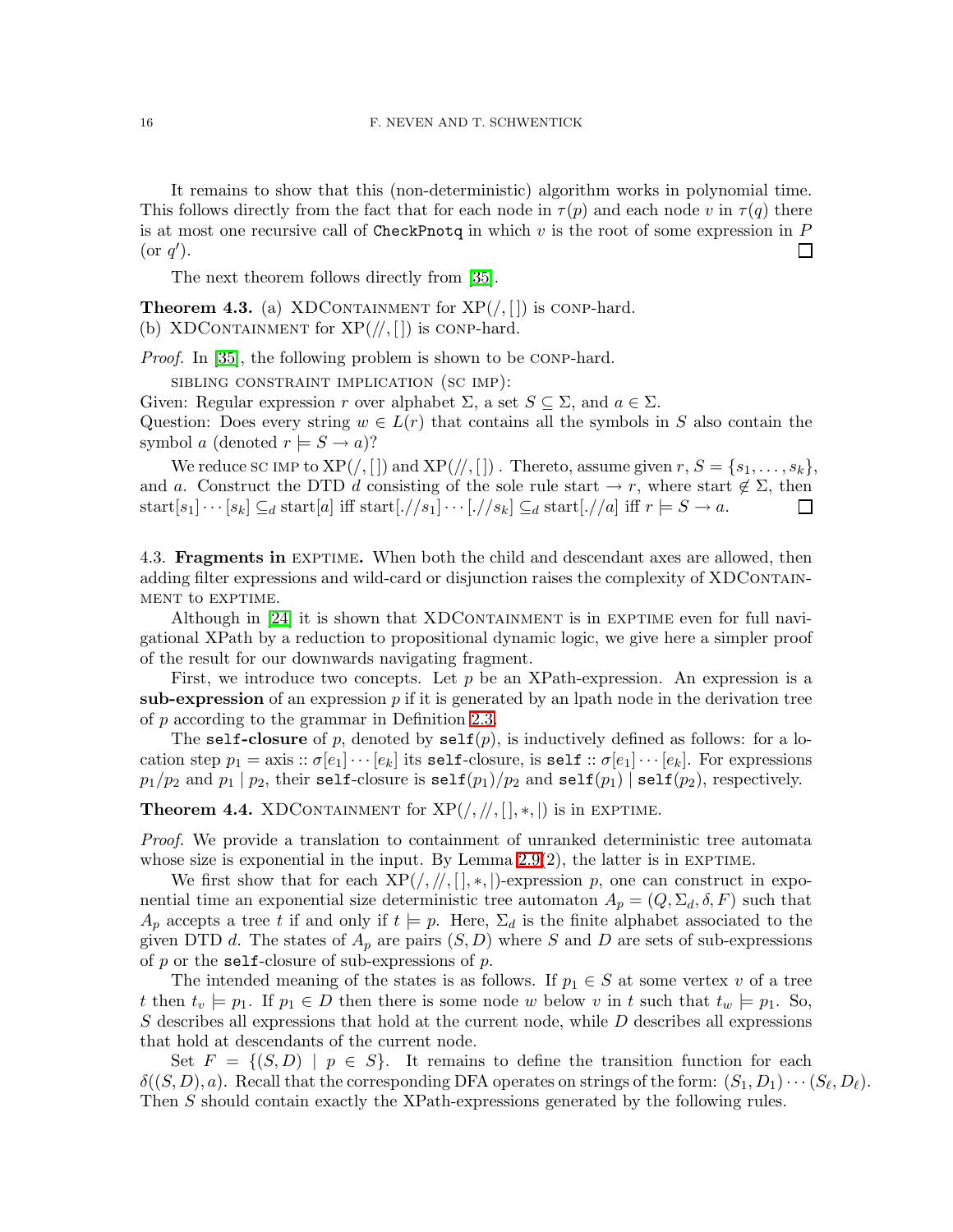It remains to show that this (non-deterministic) algorithm works in polynomial time. This follows directly from the fact that for each node in $\tau(p)$ and each node $v$ in $\tau(q)$ there is at most one recursive call of `CheckPnotq` in which $v$ is the root of some expression in $P$ (or $q'$). □

The next theorem follows directly from [35].

**Theorem 4.3.** (a) XDContainment for XP($/, [\,]$) is coNP-hard.
(b) XDContainment for XP($//, [\,]$) is coNP-hard.

*Proof.* In [35], the following problem is shown to be coNP-hard.

sibling constraint implication (sc imp):
Given: Regular expression $r$ over alphabet $\Sigma$, a set $S \subseteq \Sigma$, and $a \in \Sigma$.
Question: Does every string $w \in L(r)$ that contains all the symbols in $S$ also contain the symbol $a$ (denoted $r \models S \to a$)?

We reduce sc imp to XP($/, [\,]$) and XP($//, [\,]$). Thereto, assume given $r$, $S = \{s_1, \ldots, s_k\}$, and $a$. Construct the DTD $d$ consisting of the sole rule start $\to r$, where start $\notin \Sigma$, then $\text{start}[s_1] \cdots [s_k] \subseteq_d \text{start}[a]$ iff $\text{start}[.//s_1] \cdots [.//s_k] \subseteq_d \text{start}[.//a]$ iff $r \models S \to a$. □

4.3. **Fragments in** exptime. When both the child and descendant axes are allowed, then adding filter expressions and wild-card or disjunction raises the complexity of XDContainment to exptime.

Although in [24] it is shown that XDContainment is in exptime even for full navigational XPath by a reduction to propositional dynamic logic, we give here a simpler proof of the result for our downwards navigating fragment.

First, we introduce two concepts. Let $p$ be an XPath-expression. An expression is a **sub-expression** of an expression $p$ if it is generated by an lpath node in the derivation tree of $p$ according to the grammar in Definition 2.3.

The **`self`-closure** of $p$, denoted by $\texttt{self}(p)$, is inductively defined as follows: for a location step $p_1 = \text{axis} :: \sigma[e_1] \cdots [e_k]$ its `self`-closure, is $\texttt{self} :: \sigma[e_1] \cdots [e_k]$. For expressions $p_1/p_2$ and $p_1 \mid p_2$, their `self`-closure is $\texttt{self}(p_1)/p_2$ and $\texttt{self}(p_1) \mid \texttt{self}(p_2)$, respectively.

**Theorem 4.4.** XDContainment for XP($/, //, [\,], *, |$) is in exptime.

*Proof.* We provide a translation to containment of unranked deterministic tree automata whose size is exponential in the input. By Lemma 2.9(2), the latter is in exptime.

We first show that for each XP($/, //, [\,], *, |$)-expression $p$, one can construct in exponential time an exponential size deterministic tree automaton $A_p = (Q, \Sigma_d, \delta, F)$ such that $A_p$ accepts a tree $t$ if and only if $t \models p$. Here, $\Sigma_d$ is the finite alphabet associated to the given DTD $d$. The states of $A_p$ are pairs $(S, D)$ where $S$ and $D$ are sets of sub-expressions of $p$ or the `self`-closure of sub-expressions of $p$.

The intended meaning of the states is as follows. If $p_1 \in S$ at some vertex $v$ of a tree $t$ then $t_v \models p_1$. If $p_1 \in D$ then there is some node $w$ below $v$ in $t$ such that $t_w \models p_1$. So, $S$ describes all expressions that hold at the current node, while $D$ describes all expressions that hold at descendants of the current node.

Set $F = \{(S, D) \mid p \in S\}$. It remains to define the transition function for each $\delta((S, D), a)$. Recall that the corresponding DFA operates on strings of the form: $(S_1, D_1) \cdots (S_\ell, D_\ell)$. Then $S$ should contain exactly the XPath-expressions generated by the following rules.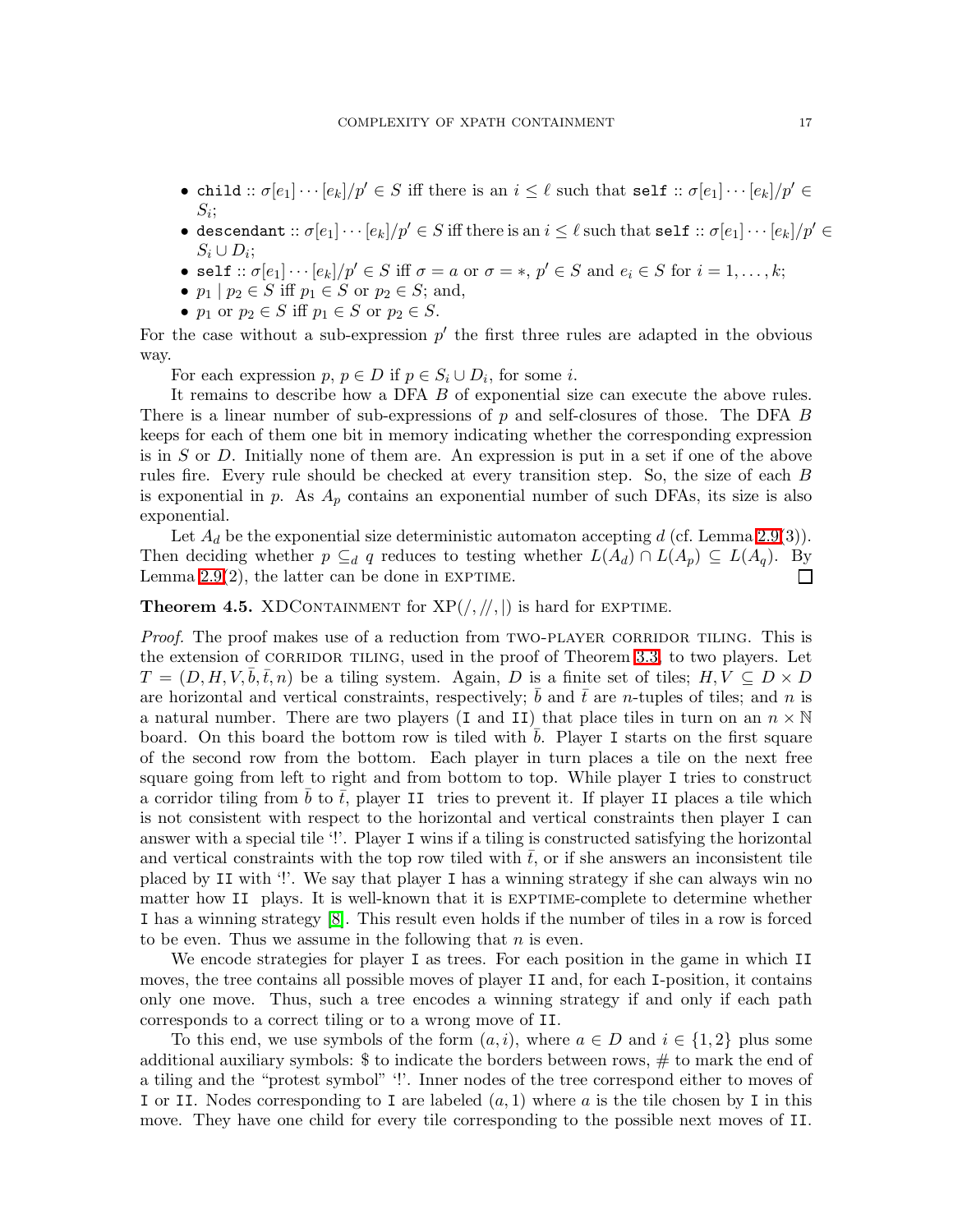- $\texttt{child} :: \sigma[e_1]\cdots[e_k]/p' \in S$ iff there is an $i \leq \ell$ such that $\texttt{self} :: \sigma[e_1]\cdots[e_k]/p' \in S_i$;
- $\texttt{descendant} :: \sigma[e_1]\cdots[e_k]/p' \in S$ iff there is an $i \leq \ell$ such that $\texttt{self} :: \sigma[e_1]\cdots[e_k]/p' \in S_i \cup D_i$;
- $\texttt{self} :: \sigma[e_1]\cdots[e_k]/p' \in S$ iff $\sigma = a$ or $\sigma = *$, $p' \in S$ and $e_i \in S$ for $i = 1, \ldots, k$;
- $p_1 \mid p_2 \in S$ iff $p_1 \in S$ or $p_2 \in S$; and,
- $p_1$ or $p_2 \in S$ iff $p_1 \in S$ or $p_2 \in S$.

For the case without a sub-expression $p'$ the first three rules are adapted in the obvious way.

For each expression $p$, $p \in D$ if $p \in S_i \cup D_i$, for some $i$.

It remains to describe how a DFA $B$ of exponential size can execute the above rules. There is a linear number of sub-expressions of $p$ and self-closures of those. The DFA $B$ keeps for each of them one bit in memory indicating whether the corresponding expression is in $S$ or $D$. Initially none of them are. An expression is put in a set if one of the above rules fire. Every rule should be checked at every transition step. So, the size of each $B$ is exponential in $p$. As $A_p$ contains an exponential number of such DFAs, its size is also exponential.

Let $A_d$ be the exponential size deterministic automaton accepting $d$ (cf. Lemma 2.9(3)). Then deciding whether $p \subseteq_d q$ reduces to testing whether $L(A_d) \cap L(A_p) \subseteq L(A_q)$. By Lemma 2.9(2), the latter can be done in EXPTIME. ☐

**Theorem 4.5.** XDCONTAINMENT for XP$(/, //, |)$ is hard for EXPTIME.

*Proof.* The proof makes use of a reduction from TWO-PLAYER CORRIDOR TILING. This is the extension of CORRIDOR TILING, used in the proof of Theorem 3.3, to two players. Let $T = (D, H, V, \bar{b}, \bar{t}, n)$ be a tiling system. Again, $D$ is a finite set of tiles; $H, V \subseteq D \times D$ are horizontal and vertical constraints, respectively; $\bar{b}$ and $\bar{t}$ are $n$-tuples of tiles; and $n$ is a natural number. There are two players (`I` and `II`) that place tiles in turn on an $n \times \mathbb{N}$ board. On this board the bottom row is tiled with $\bar{b}$. Player `I` starts on the first square of the second row from the bottom. Each player in turn places a tile on the next free square going from left to right and from bottom to top. While player `I` tries to construct a corridor tiling from $\bar{b}$ to $\bar{t}$, player `II` tries to prevent it. If player `II` places a tile which is not consistent with respect to the horizontal and vertical constraints then player `I` can answer with a special tile '!'. Player `I` wins if a tiling is constructed satisfying the horizontal and vertical constraints with the top row tiled with $\bar{t}$, or if she answers an inconsistent tile placed by `II` with '!'. We say that player `I` has a winning strategy if she can always win no matter how `II` plays. It is well-known that it is EXPTIME-complete to determine whether `I` has a winning strategy [8]. This result even holds if the number of tiles in a row is forced to be even. Thus we assume in the following that $n$ is even.

We encode strategies for player `I` as trees. For each position in the game in which `II` moves, the tree contains all possible moves of player `II` and, for each `I`-position, it contains only one move. Thus, such a tree encodes a winning strategy if and only if each path corresponds to a correct tiling or to a wrong move of `II`.

To this end, we use symbols of the form $(a, i)$, where $a \in D$ and $i \in \{1, 2\}$ plus some additional auxiliary symbols: \$ to indicate the borders between rows, # to mark the end of a tiling and the "protest symbol" '!'. Inner nodes of the tree correspond either to moves of `I` or `II`. Nodes corresponding to `I` are labeled $(a, 1)$ where $a$ is the tile chosen by `I` in this move. They have one child for every tile corresponding to the possible next moves of `II`.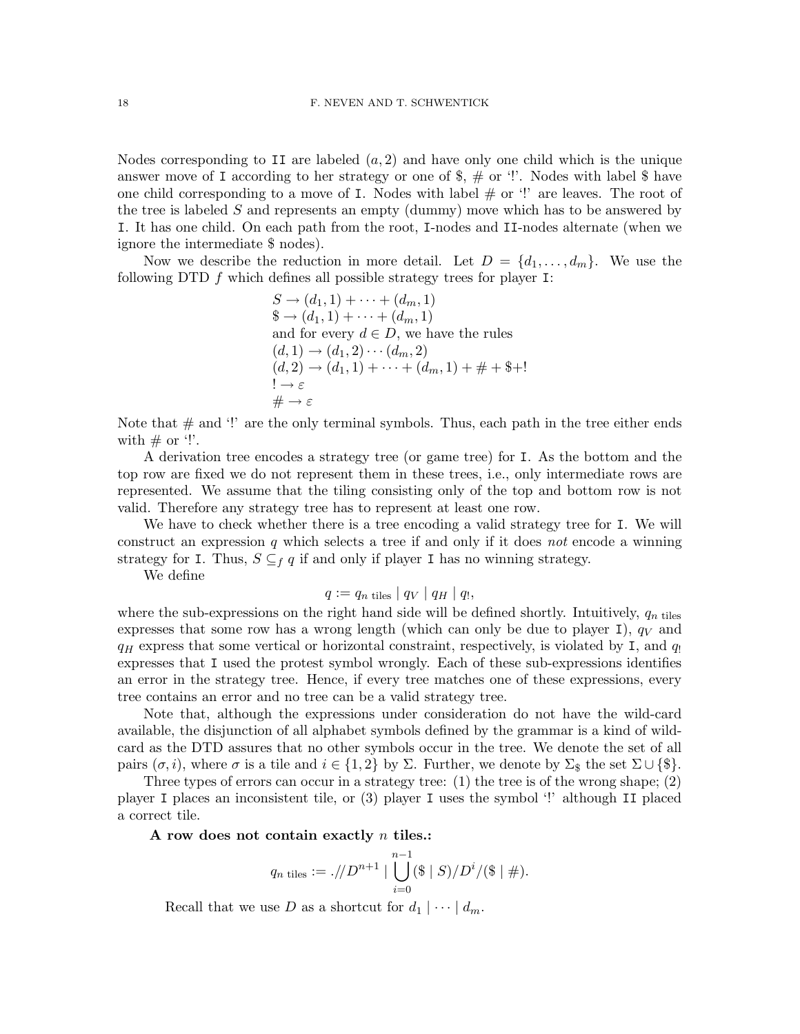Nodes corresponding to II are labeled $(a, 2)$ and have only one child which is the unique answer move of I according to her strategy or one of \$, # or '!'. Nodes with label \$ have one child corresponding to a move of I. Nodes with label # or '!' are leaves. The root of the tree is labeled $S$ and represents an empty (dummy) move which has to be answered by I. It has one child. On each path from the root, I-nodes and II-nodes alternate (when we ignore the intermediate \$ nodes).

Now we describe the reduction in more detail. Let $D = \{d_1, \ldots, d_m\}$. We use the following DTD $f$ which defines all possible strategy trees for player I:

$$
\begin{aligned}
&S \to (d_1, 1) + \cdots + (d_m, 1)\\
&\$ \to (d_1, 1) + \cdots + (d_m, 1)\\
&\text{and for every } d \in D \text{, we have the rules}\\
&(d, 1) \to (d_1, 2) \cdots (d_m, 2)\\
&(d, 2) \to (d_1, 1) + \cdots + (d_m, 1) + \# + \$ + !\\
&! \to \varepsilon\\
&\# \to \varepsilon
\end{aligned}
$$

Note that # and '!' are the only terminal symbols. Thus, each path in the tree either ends with # or '!'.

A derivation tree encodes a strategy tree (or game tree) for I. As the bottom and the top row are fixed we do not represent them in these trees, i.e., only intermediate rows are represented. We assume that the tiling consisting only of the top and bottom row is not valid. Therefore any strategy tree has to represent at least one row.

We have to check whether there is a tree encoding a valid strategy tree for I. We will construct an expression $q$ which selects a tree if and only if it does *not* encode a winning strategy for I. Thus, $S \subseteq_f q$ if and only if player I has no winning strategy.

We define

$$q := q_{n \text{ tiles}} \mid q_V \mid q_H \mid q_!,$$

where the sub-expressions on the right hand side will be defined shortly. Intuitively, $q_{n \text{ tiles}}$ expresses that some row has a wrong length (which can only be due to player I), $q_V$ and $q_H$ express that some vertical or horizontal constraint, respectively, is violated by I, and $q_!$ expresses that I used the protest symbol wrongly. Each of these sub-expressions identifies an error in the strategy tree. Hence, if every tree matches one of these expressions, every tree contains an error and no tree can be a valid strategy tree.

Note that, although the expressions under consideration do not have the wild-card available, the disjunction of all alphabet symbols defined by the grammar is a kind of wild-card as the DTD assures that no other symbols occur in the tree. We denote the set of all pairs $(\sigma, i)$, where $\sigma$ is a tile and $i \in \{1, 2\}$ by $\Sigma$. Further, we denote by $\Sigma_\$$ the set $\Sigma \cup \{\$\}$.

Three types of errors can occur in a strategy tree: (1) the tree is of the wrong shape; (2) player I places an inconsistent tile, or (3) player I uses the symbol '!' although II placed a correct tile.

**A row does not contain exactly $n$ tiles.:**

$$q_{n \text{ tiles}} := .//D^{n+1} \mid \bigcup_{i=0}^{n-1} (\$ \mid S)/D^i/(\$ \mid \#).$$

Recall that we use $D$ as a shortcut for $d_1 \mid \cdots \mid d_m$.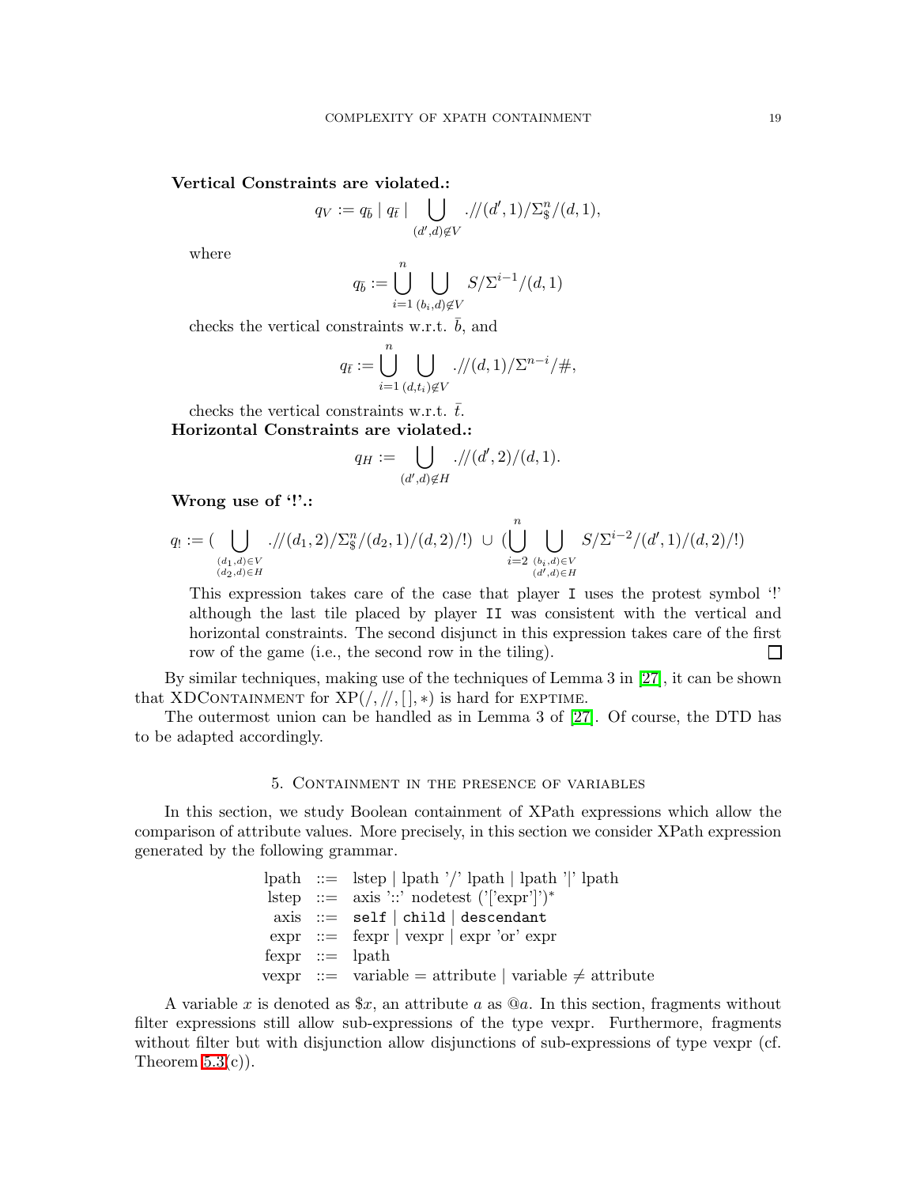**Vertical Constraints are violated.:**

$$q_V := q_{\bar{b}} \mid q_{\bar{t}} \mid \bigcup_{(d',d)\notin V} .//(d',1)/\Sigma_{\$}^{n}/(d,1),$$

where

$$q_{\bar{b}} := \bigcup_{i=1}^{n} \bigcup_{(b_i,d)\notin V} S/\Sigma^{i-1}/(d,1)$$

checks the vertical constraints w.r.t. $\bar{b}$, and

$$q_{\bar{t}} := \bigcup_{i=1}^{n} \bigcup_{(d,t_i)\notin V} .//(d,1)/\Sigma^{n-i}/\#,$$

checks the vertical constraints w.r.t. $\bar{t}$.

**Horizontal Constraints are violated.:**

$$q_H := \bigcup_{(d',d)\notin H} .//(d',2)/(d,1).$$

**Wrong use of '!'.:**

$$q_! := \Big( \bigcup_{\substack{(d_1,d)\in V\\(d_2,d)\in H}} .//(d_1,2)/\Sigma_{\$}^{n}/(d_2,1)/(d,2)/!\Big) \;\cup\; \Big(\bigcup_{i=2}^{n} \bigcup_{\substack{(b_i,d)\in V\\(d',d)\in H}} S/\Sigma^{i-2}/(d',1)/(d,2)/!\Big)$$

This expression takes care of the case that player I uses the protest symbol '!' although the last tile placed by player II was consistent with the vertical and horizontal constraints. The second disjunct in this expression takes care of the first row of the game (i.e., the second row in the tiling). □

By similar techniques, making use of the techniques of Lemma 3 in [27], it can be shown that XDContainment for XP$(/, //, [\,], *)$ is hard for EXPTIME.

The outermost union can be handled as in Lemma 3 of [27]. Of course, the DTD has to be adapted accordingly.

## 5. Containment in the presence of variables

In this section, we study Boolean containment of XPath expressions which allow the comparison of attribute values. More precisely, in this section we consider XPath expression generated by the following grammar.

```
lpath  ::=  lstep | lpath '/' lpath | lpath '|' lpath
lstep  ::=  axis '::' nodetest ('['expr']')*
 axis  ::=  self | child | descendant
 expr  ::=  fexpr | vexpr | expr 'or' expr
fexpr  ::=  lpath
vexpr  ::=  variable = attribute | variable ≠ attribute
```

A variable $x$ is denoted as $\$x$, an attribute $a$ as $@a$. In this section, fragments without filter expressions still allow sub-expressions of the type vexpr. Furthermore, fragments without filter but with disjunction allow disjunctions of sub-expressions of type vexpr (cf. Theorem 5.3(c)).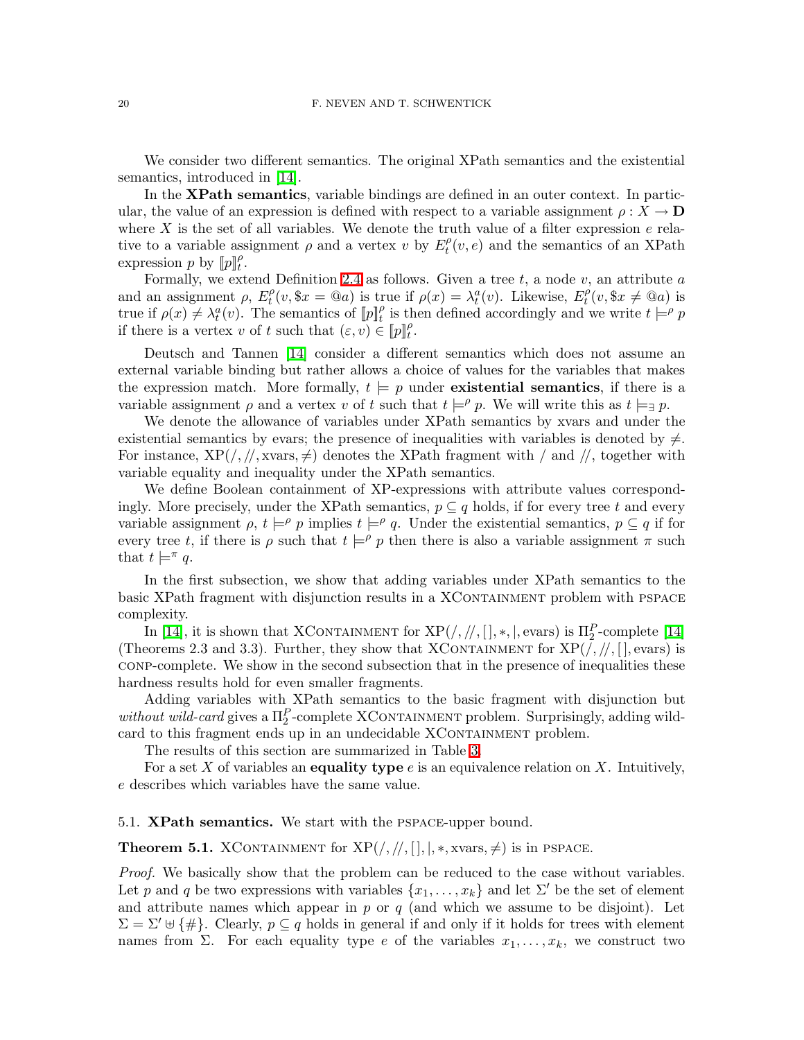We consider two different semantics. The original XPath semantics and the existential semantics, introduced in [14].

In the **XPath semantics**, variable bindings are defined in an outer context. In particular, the value of an expression is defined with respect to a variable assignment $\rho : X \to \mathbf{D}$ where $X$ is the set of all variables. We denote the truth value of a filter expression $e$ relative to a variable assignment $\rho$ and a vertex $v$ by $E_t^\rho(v, e)$ and the semantics of an XPath expression $p$ by $[\![p]\!]_t^\rho$.

Formally, we extend Definition 2.4 as follows. Given a tree $t$, a node $v$, an attribute $a$ and an assignment $\rho$, $E_t^\rho(v, \$x = @a)$ is true if $\rho(x) = \lambda_t^a(v)$. Likewise, $E_t^\rho(v, \$x \neq @a)$ is true if $\rho(x) \neq \lambda_t^a(v)$. The semantics of $[\![p]\!]_t^\rho$ is then defined accordingly and we write $t \models^\rho p$ if there is a vertex $v$ of $t$ such that $(\varepsilon, v) \in [\![p]\!]_t^\rho$.

Deutsch and Tannen [14] consider a different semantics which does not assume an external variable binding but rather allows a choice of values for the variables that makes the expression match. More formally, $t \models p$ under **existential semantics**, if there is a variable assignment $\rho$ and a vertex $v$ of $t$ such that $t \models^\rho p$. We will write this as $t \models_\exists p$.

We denote the allowance of variables under XPath semantics by xvars and under the existential semantics by evars; the presence of inequalities with variables is denoted by $\neq$. For instance, XP$(/, //, \text{xvars}, \neq)$ denotes the XPath fragment with $/$ and $//$, together with variable equality and inequality under the XPath semantics.

We define Boolean containment of XP-expressions with attribute values correspondingly. More precisely, under the XPath semantics, $p \subseteq q$ holds, if for every tree $t$ and every variable assignment $\rho$, $t \models^\rho p$ implies $t \models^\rho q$. Under the existential semantics, $p \subseteq q$ if for every tree $t$, if there is $\rho$ such that $t \models^\rho p$ then there is also a variable assignment $\pi$ such that $t \models^\pi q$.

In the first subsection, we show that adding variables under XPath semantics to the basic XPath fragment with disjunction results in a XContainment problem with pspace complexity.

In [14], it is shown that XContainment for XP$(/, //, [\,], *, |, \text{evars})$ is $\Pi_2^P$-complete [14] (Theorems 2.3 and 3.3). Further, they show that XContainment for XP$(/, //, [\,], \text{evars})$ is conp-complete. We show in the second subsection that in the presence of inequalities these hardness results hold for even smaller fragments.

Adding variables with XPath semantics to the basic fragment with disjunction but *without wild-card* gives a $\Pi_2^P$-complete XContainment problem. Surprisingly, adding wild-card to this fragment ends up in an undecidable XContainment problem.

The results of this section are summarized in Table 3.

For a set $X$ of variables an **equality type** $e$ is an equivalence relation on $X$. Intuitively, $e$ describes which variables have the same value.

## 5.1. XPath semantics.

We start with the pspace-upper bound.

**Theorem 5.1.** XContainment for XP$(/, //, [\,], |, *, \text{xvars}, \neq)$ is in pspace.

*Proof.* We basically show that the problem can be reduced to the case without variables. Let $p$ and $q$ be two expressions with variables $\{x_1, \ldots, x_k\}$ and let $\Sigma'$ be the set of element and attribute names which appear in $p$ or $q$ (and which we assume to be disjoint). Let $\Sigma = \Sigma' \uplus \{\#\}$. Clearly, $p \subseteq q$ holds in general if and only if it holds for trees with element names from $\Sigma$. For each equality type $e$ of the variables $x_1, \ldots, x_k$, we construct two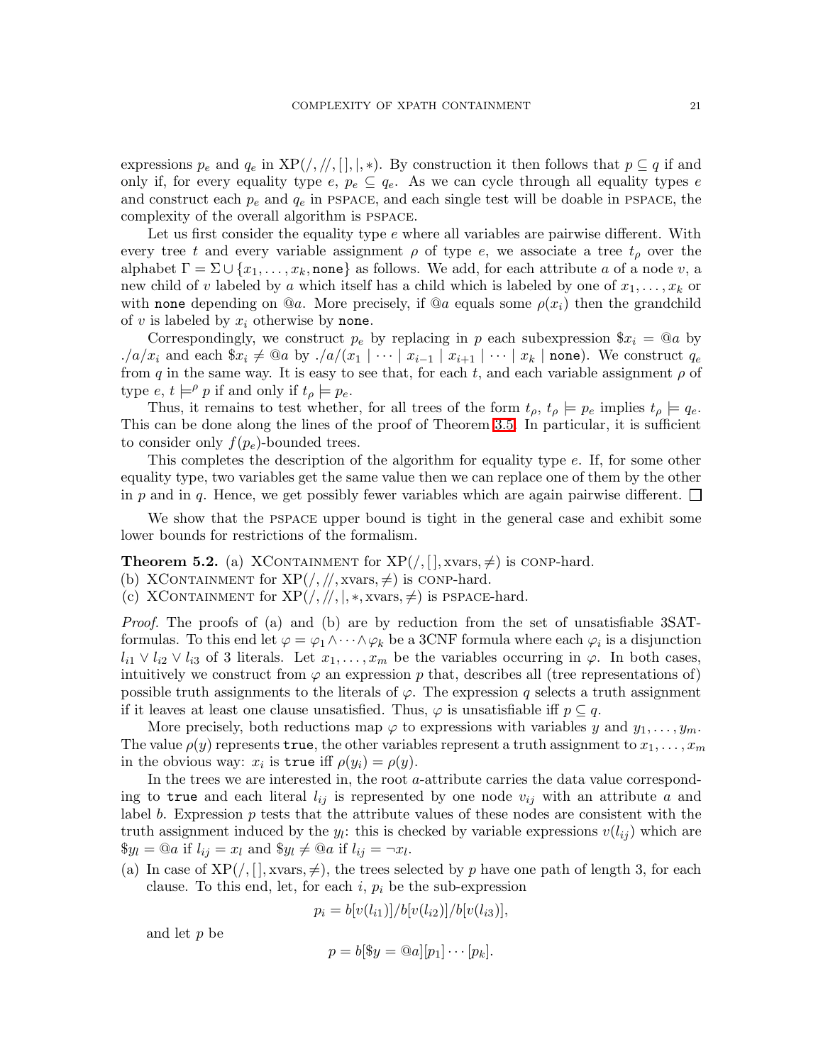expressions $p_e$ and $q_e$ in $\mathrm{XP}(/, //, [\,], |, *)$. By construction it then follows that $p \subseteq q$ if and only if, for every equality type $e$, $p_e \subseteq q_e$. As we can cycle through all equality types $e$ and construct each $p_e$ and $q_e$ in PSPACE, and each single test will be doable in PSPACE, the complexity of the overall algorithm is PSPACE.

Let us first consider the equality type $e$ where all variables are pairwise different. With every tree $t$ and every variable assignment $\rho$ of type $e$, we associate a tree $t_\rho$ over the alphabet $\Gamma = \Sigma \cup \{x_1, \ldots, x_k, \texttt{none}\}$ as follows. We add, for each attribute $a$ of a node $v$, a new child of $v$ labeled by $a$ which itself has a child which is labeled by one of $x_1, \ldots, x_k$ or with none depending on $@a$. More precisely, if $@a$ equals some $\rho(x_i)$ then the grandchild of $v$ is labeled by $x_i$ otherwise by none.

Correspondingly, we construct $p_e$ by replacing in $p$ each subexpression $\$x_i = @a$ by $./a/x_i$ and each $\$x_i \neq @a$ by $./a/(x_1 \mid \cdots \mid x_{i-1} \mid x_{i+1} \mid \cdots \mid x_k \mid \texttt{none})$. We construct $q_e$ from $q$ in the same way. It is easy to see that, for each $t$, and each variable assignment $\rho$ of type $e$, $t \models^\rho p$ if and only if $t_\rho \models p_e$.

Thus, it remains to test whether, for all trees of the form $t_\rho$, $t_\rho \models p_e$ implies $t_\rho \models q_e$. This can be done along the lines of the proof of Theorem 3.5. In particular, it is sufficient to consider only $f(p_e)$-bounded trees.

This completes the description of the algorithm for equality type $e$. If, for some other equality type, two variables get the same value then we can replace one of them by the other in $p$ and in $q$. Hence, we get possibly fewer variables which are again pairwise different. $\square$

We show that the PSPACE upper bound is tight in the general case and exhibit some lower bounds for restrictions of the formalism.

**Theorem 5.2.** (a) XCONTAINMENT for $\mathrm{XP}(/, [\,], \mathrm{xvars}, \neq)$ is CONP-hard.
(b) XCONTAINMENT for $\mathrm{XP}(/, //, \mathrm{xvars}, \neq)$ is CONP-hard.
(c) XCONTAINMENT for $\mathrm{XP}(/, //, |, *, \mathrm{xvars}, \neq)$ is PSPACE-hard.

*Proof.* The proofs of (a) and (b) are by reduction from the set of unsatisfiable 3SAT-formulas. To this end let $\varphi = \varphi_1 \wedge \cdots \wedge \varphi_k$ be a 3CNF formula where each $\varphi_i$ is a disjunction $l_{i1} \vee l_{i2} \vee l_{i3}$ of 3 literals. Let $x_1, \ldots, x_m$ be the variables occurring in $\varphi$. In both cases, intuitively we construct from $\varphi$ an expression $p$ that, describes all (tree representations of) possible truth assignments to the literals of $\varphi$. The expression $q$ selects a truth assignment if it leaves at least one clause unsatisfied. Thus, $\varphi$ is unsatisfiable iff $p \subseteq q$.

More precisely, both reductions map $\varphi$ to expressions with variables $y$ and $y_1, \ldots, y_m$. The value $\rho(y)$ represents true, the other variables represent a truth assignment to $x_1, \ldots, x_m$ in the obvious way: $x_i$ is true iff $\rho(y_i) = \rho(y)$.

In the trees we are interested in, the root $a$-attribute carries the data value corresponding to true and each literal $l_{ij}$ is represented by one node $v_{ij}$ with an attribute $a$ and label $b$. Expression $p$ tests that the attribute values of these nodes are consistent with the truth assignment induced by the $y_l$: this is checked by variable expressions $v(l_{ij})$ which are $\$y_l = @a$ if $l_{ij} = x_l$ and $\$y_l \neq @a$ if $l_{ij} = \neg x_l$.

(a) In case of $\mathrm{XP}(/, [\,], \mathrm{xvars}, \neq)$, the trees selected by $p$ have one path of length 3, for each clause. To this end, let, for each $i$, $p_i$ be the sub-expression

$$p_i = b[v(l_{i1})]/b[v(l_{i2})]/b[v(l_{i3})],$$

and let $p$ be

$$p = b[\$y = @a][p_1] \cdots [p_k].$$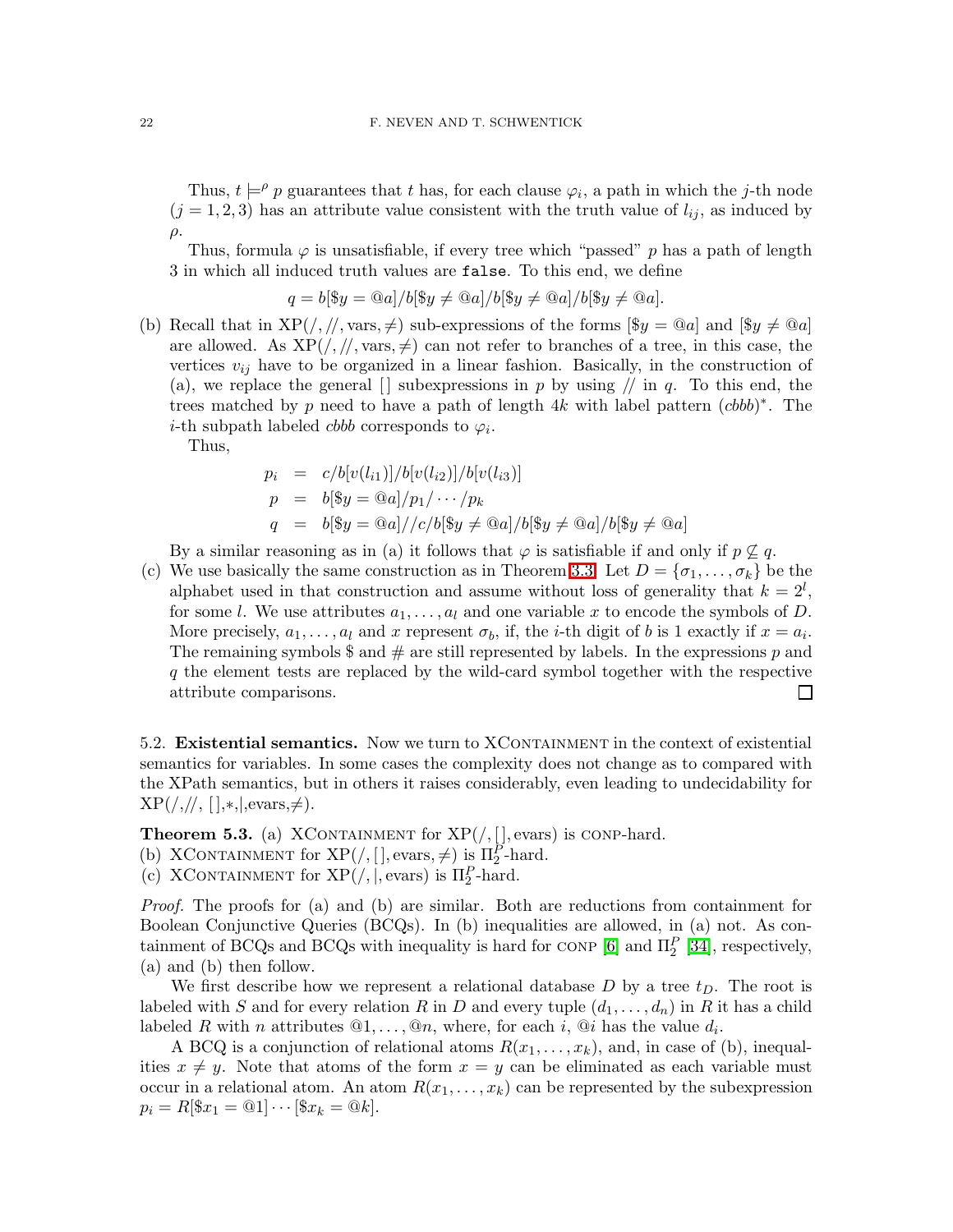Thus, $t \models^\rho p$ guarantees that $t$ has, for each clause $\varphi_i$, a path in which the $j$-th node ($j = 1, 2, 3$) has an attribute value consistent with the truth value of $l_{ij}$, as induced by $\rho$.

Thus, formula $\varphi$ is unsatisfiable, if every tree which "passed" $p$ has a path of length 3 in which all induced truth values are `false`. To this end, we define

$$q = b[\$y = @a]/b[\$y \neq @a]/b[\$y \neq @a]/b[\$y \neq @a].$$

(b) Recall that in XP$(/, //, \text{vars}, \neq)$ sub-expressions of the forms $[\$y = @a]$ and $[\$y \neq @a]$ are allowed. As XP$(/, //, \text{vars}, \neq)$ can not refer to branches of a tree, in this case, the vertices $v_{ij}$ have to be organized in a linear fashion. Basically, in the construction of (a), we replace the general $[]$ subexpressions in $p$ by using $//$ in $q$. To this end, the trees matched by $p$ need to have a path of length $4k$ with label pattern $(cbbb)^*$. The $i$-th subpath labeled $cbbb$ corresponds to $\varphi_i$.

Thus,

$$\begin{aligned}
p_i &= c/b[v(l_{i1})]/b[v(l_{i2})]/b[v(l_{i3})] \\
p &= b[\$y = @a]/p_1/\cdots/p_k \\
q &= b[\$y = @a]//c/b[\$y \neq @a]/b[\$y \neq @a]/b[\$y \neq @a]
\end{aligned}$$

By a similar reasoning as in (a) it follows that $\varphi$ is satisfiable if and only if $p \not\subseteq q$.

(c) We use basically the same construction as in Theorem 3.3. Let $D = \{\sigma_1, \ldots, \sigma_k\}$ be the alphabet used in that construction and assume without loss of generality that $k = 2^l$, for some $l$. We use attributes $a_1, \ldots, a_l$ and one variable $x$ to encode the symbols of $D$. More precisely, $a_1, \ldots, a_l$ and $x$ represent $\sigma_b$, if, the $i$-th digit of $b$ is 1 exactly if $x = a_i$. The remaining symbols \$ and # are still represented by labels. In the expressions $p$ and $q$ the element tests are replaced by the wild-card symbol together with the respective attribute comparisons. □

## 5.2. Existential semantics.

Now we turn to XContainment in the context of existential semantics for variables. In some cases the complexity does not change as to compared with the XPath semantics, but in others it raises considerably, even leading to undecidability for XP$(/, //, [\,], *, |, \text{evars}, \neq)$.

**Theorem 5.3.** (a) XContainment for XP$(/, [\,], \text{evars})$ is coNP-hard.
(b) XContainment for XP$(/, [\,], \text{evars}, \neq)$ is $\Pi_2^P$-hard.
(c) XContainment for XP$(/, |, \text{evars})$ is $\Pi_2^P$-hard.

*Proof.* The proofs for (a) and (b) are similar. Both are reductions from containment for Boolean Conjunctive Queries (BCQs). In (b) inequalities are allowed, in (a) not. As containment of BCQs and BCQs with inequality is hard for coNP [6] and $\Pi_2^P$ [34], respectively, (a) and (b) then follow.

We first describe how we represent a relational database $D$ by a tree $t_D$. The root is labeled with $S$ and for every relation $R$ in $D$ and every tuple $(d_1, \ldots, d_n)$ in $R$ it has a child labeled $R$ with $n$ attributes $@1, \ldots, @n$, where, for each $i$, $@i$ has the value $d_i$.

A BCQ is a conjunction of relational atoms $R(x_1, \ldots, x_k)$, and, in case of (b), inequalities $x \neq y$. Note that atoms of the form $x = y$ can be eliminated as each variable must occur in a relational atom. An atom $R(x_1, \ldots, x_k)$ can be represented by the subexpression $p_i = R[\$x_1 = @1] \cdots [\$x_k = @k]$.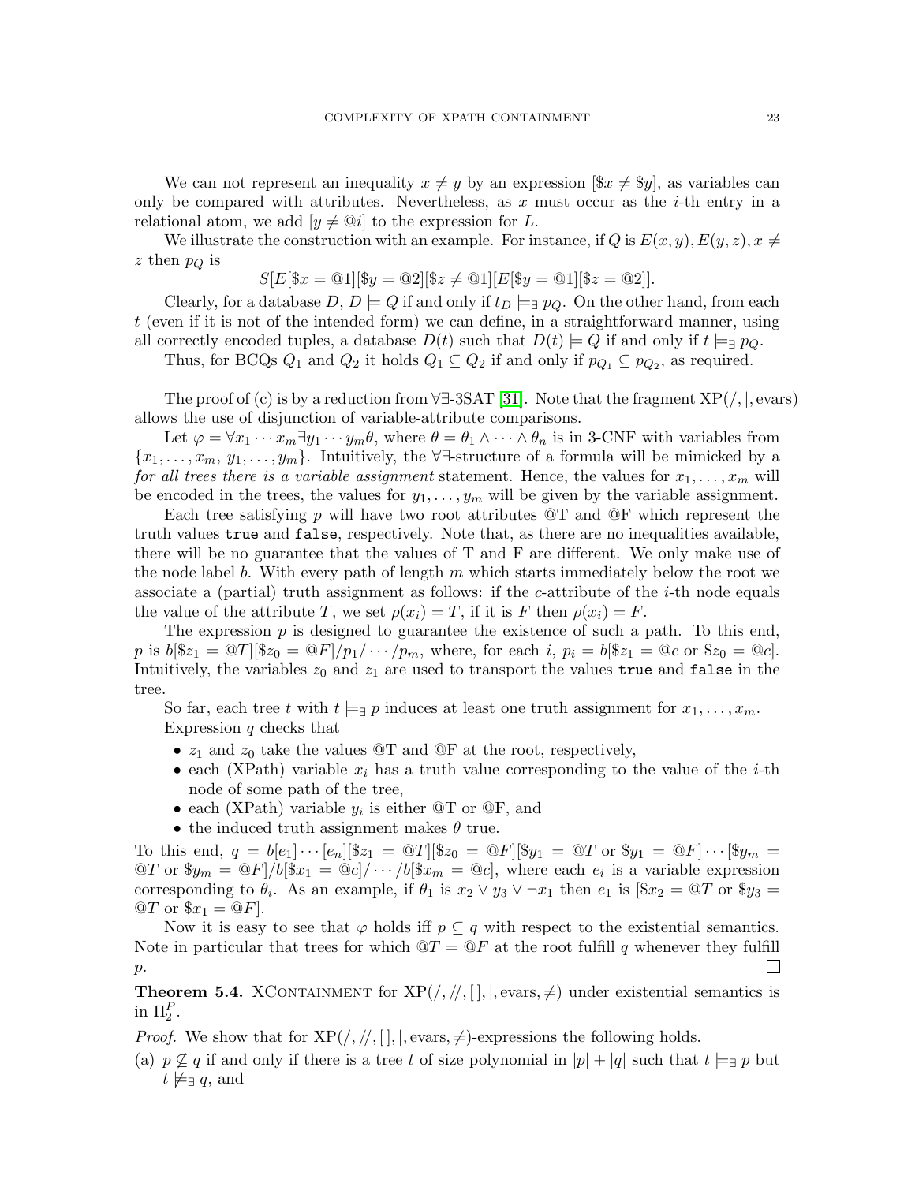We can not represent an inequality $x \neq y$ by an expression $[\$x \neq \$y]$, as variables can only be compared with attributes. Nevertheless, as $x$ must occur as the $i$-th entry in a relational atom, we add $[y \neq @i]$ to the expression for $L$.

We illustrate the construction with an example. For instance, if $Q$ is $E(x,y), E(y,z), x \neq z$ then $p_Q$ is

$$S[E[\$x = @1][\$y = @2][\$z \neq @1][E[\$y = @1][\$z = @2]].$$

Clearly, for a database $D$, $D \models Q$ if and only if $t_D \models_\exists p_Q$. On the other hand, from each $t$ (even if it is not of the intended form) we can define, in a straightforward manner, using all correctly encoded tuples, a database $D(t)$ such that $D(t) \models Q$ if and only if $t \models_\exists p_Q$.

Thus, for BCQs $Q_1$ and $Q_2$ it holds $Q_1 \subseteq Q_2$ if and only if $p_{Q_1} \subseteq p_{Q_2}$, as required.

The proof of (c) is by a reduction from ∀∃-3SAT [31]. Note that the fragment XP(/, |, evars) allows the use of disjunction of variable-attribute comparisons.

Let $\varphi = \forall x_1 \cdots x_m \exists y_1 \cdots y_m \theta$, where $\theta = \theta_1 \wedge \cdots \wedge \theta_n$ is in 3-CNF with variables from $\{x_1, \ldots, x_m, y_1, \ldots, y_m\}$. Intuitively, the ∀∃-structure of a formula will be mimicked by a *for all trees there is a variable assignment* statement. Hence, the values for $x_1, \ldots, x_m$ will be encoded in the trees, the values for $y_1, \ldots, y_m$ will be given by the variable assignment.

Each tree satisfying $p$ will have two root attributes @T and @F which represent the truth values `true` and `false`, respectively. Note that, as there are no inequalities available, there will be no guarantee that the values of T and F are different. We only make use of the node label $b$. With every path of length $m$ which starts immediately below the root we associate a (partial) truth assignment as follows: if the $c$-attribute of the $i$-th node equals the value of the attribute $T$, we set $\rho(x_i) = T$, if it is $F$ then $\rho(x_i) = F$.

The expression $p$ is designed to guarantee the existence of such a path. To this end, $p$ is $b[\$z_1 = @T][\$z_0 = @F]/p_1/\cdots/p_m$, where, for each $i$, $p_i = b[\$z_1 = @c \text{ or } \$z_0 = @c]$. Intuitively, the variables $z_0$ and $z_1$ are used to transport the values `true` and `false` in the tree.

So far, each tree $t$ with $t \models_\exists p$ induces at least one truth assignment for $x_1, \ldots, x_m$.

Expression $q$ checks that

- $z_1$ and $z_0$ take the values @T and @F at the root, respectively,
- each (XPath) variable $x_i$ has a truth value corresponding to the value of the $i$-th node of some path of the tree,
- each (XPath) variable $y_i$ is either @T or @F, and
- the induced truth assignment makes $\theta$ true.

To this end, $q = b[e_1]\cdots[e_n][\$z_1 = @T][\$z_0 = @F][\$y_1 = @T \text{ or } \$y_1 = @F]\cdots[\$y_m = @T \text{ or } \$y_m = @F]/b[\$x_1 = @c]/\cdots/b[\$x_m = @c]$, where each $e_i$ is a variable expression corresponding to $\theta_i$. As an example, if $\theta_1$ is $x_2 \vee y_3 \vee \neg x_1$ then $e_1$ is $[\$x_2 = @T \text{ or } \$y_3 = @T \text{ or } \$x_1 = @F]$.

Now it is easy to see that $\varphi$ holds iff $p \subseteq q$ with respect to the existential semantics. Note in particular that trees for which $@T = @F$ at the root fulfill $q$ whenever they fulfill $p$. □

**Theorem 5.4.** XContainment for XP(/, //, [ ], |, evars, ≠) under existential semantics is in $\Pi_2^P$.

*Proof.* We show that for XP(/, //, [ ], |, evars, ≠)-expressions the following holds.

(a) $p \not\subseteq q$ if and only if there is a tree $t$ of size polynomial in $|p| + |q|$ such that $t \models_\exists p$ but $t \not\models_\exists q$, and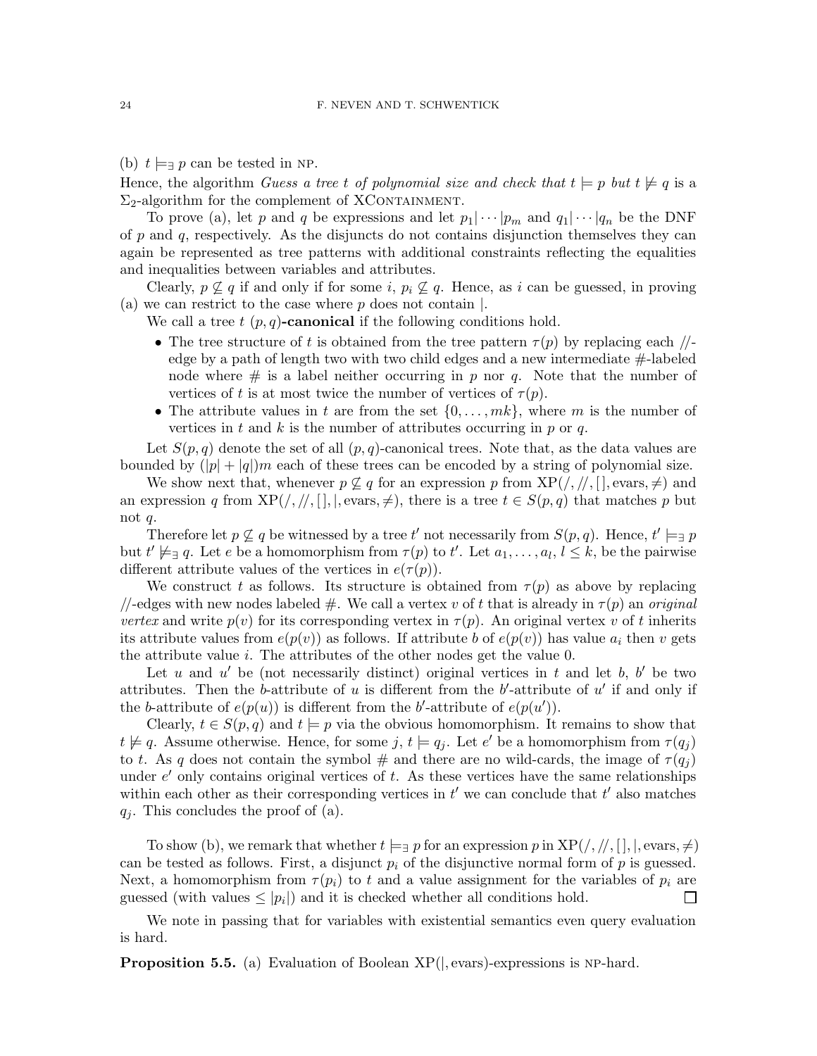(b) $t \models_\exists p$ can be tested in NP.

Hence, the algorithm *Guess a tree $t$ of polynomial size and check that $t \models p$ but $t \not\models q$* is a $\Sigma_2$-algorithm for the complement of XCONTAINMENT.

To prove (a), let $p$ and $q$ be expressions and let $p_1|\cdots|p_m$ and $q_1|\cdots|q_n$ be the DNF of $p$ and $q$, respectively. As the disjuncts do not contains disjunction themselves they can again be represented as tree patterns with additional constraints reflecting the equalities and inequalities between variables and attributes.

Clearly, $p \not\subseteq q$ if and only if for some $i$, $p_i \not\subseteq q$. Hence, as $i$ can be guessed, in proving (a) we can restrict to the case where $p$ does not contain $|$.

We call a tree $t$ $(p,q)$**-canonical** if the following conditions hold.

- The tree structure of $t$ is obtained from the tree pattern $\tau(p)$ by replacing each $//$-edge by a path of length two with two child edges and a new intermediate $\#$-labeled node where $\#$ is a label neither occurring in $p$ nor $q$. Note that the number of vertices of $t$ is at most twice the number of vertices of $\tau(p)$.
- The attribute values in $t$ are from the set $\{0,\ldots,mk\}$, where $m$ is the number of vertices in $t$ and $k$ is the number of attributes occurring in $p$ or $q$.

Let $S(p,q)$ denote the set of all $(p,q)$-canonical trees. Note that, as the data values are bounded by $(|p|+|q|)m$ each of these trees can be encoded by a string of polynomial size.

We show next that, whenever $p \not\subseteq q$ for an expression $p$ from $\mathrm{XP}(/,//,[\,],\mathrm{evars},\neq)$ and an expression $q$ from $\mathrm{XP}(/,//,[\,],|,\mathrm{evars},\neq)$, there is a tree $t \in S(p,q)$ that matches $p$ but not $q$.

Therefore let $p \not\subseteq q$ be witnessed by a tree $t'$ not necessarily from $S(p,q)$. Hence, $t' \models_\exists p$ but $t' \not\models_\exists q$. Let $e$ be a homomorphism from $\tau(p)$ to $t'$. Let $a_1,\ldots,a_l$, $l \leq k$, be the pairwise different attribute values of the vertices in $e(\tau(p))$.

We construct $t$ as follows. Its structure is obtained from $\tau(p)$ as above by replacing $//$-edges with new nodes labeled $\#$. We call a vertex $v$ of $t$ that is already in $\tau(p)$ an *original vertex* and write $p(v)$ for its corresponding vertex in $\tau(p)$. An original vertex $v$ of $t$ inherits its attribute values from $e(p(v))$ as follows. If attribute $b$ of $e(p(v))$ has value $a_i$ then $v$ gets the attribute value $i$. The attributes of the other nodes get the value 0.

Let $u$ and $u'$ be (not necessarily distinct) original vertices in $t$ and let $b$, $b'$ be two attributes. Then the $b$-attribute of $u$ is different from the $b'$-attribute of $u'$ if and only if the $b$-attribute of $e(p(u))$ is different from the $b'$-attribute of $e(p(u'))$.

Clearly, $t \in S(p,q)$ and $t \models p$ via the obvious homomorphism. It remains to show that $t \not\models q$. Assume otherwise. Hence, for some $j$, $t \models q_j$. Let $e'$ be a homomorphism from $\tau(q_j)$ to $t$. As $q$ does not contain the symbol $\#$ and there are no wild-cards, the image of $\tau(q_j)$ under $e'$ only contains original vertices of $t$. As these vertices have the same relationships within each other as their corresponding vertices in $t'$ we can conclude that $t'$ also matches $q_j$. This concludes the proof of (a).

To show (b), we remark that whether $t \models_\exists p$ for an expression $p$ in $\mathrm{XP}(/,//,[\,],|,\mathrm{evars},\neq)$ can be tested as follows. First, a disjunct $p_i$ of the disjunctive normal form of $p$ is guessed. Next, a homomorphism from $\tau(p_i)$ to $t$ and a value assignment for the variables of $p_i$ are guessed (with values $\leq |p_i|$) and it is checked whether all conditions hold. ☐

We note in passing that for variables with existential semantics even query evaluation is hard.

**Proposition 5.5.** (a) Evaluation of Boolean $\mathrm{XP}(|,\mathrm{evars})$-expressions is NP-hard.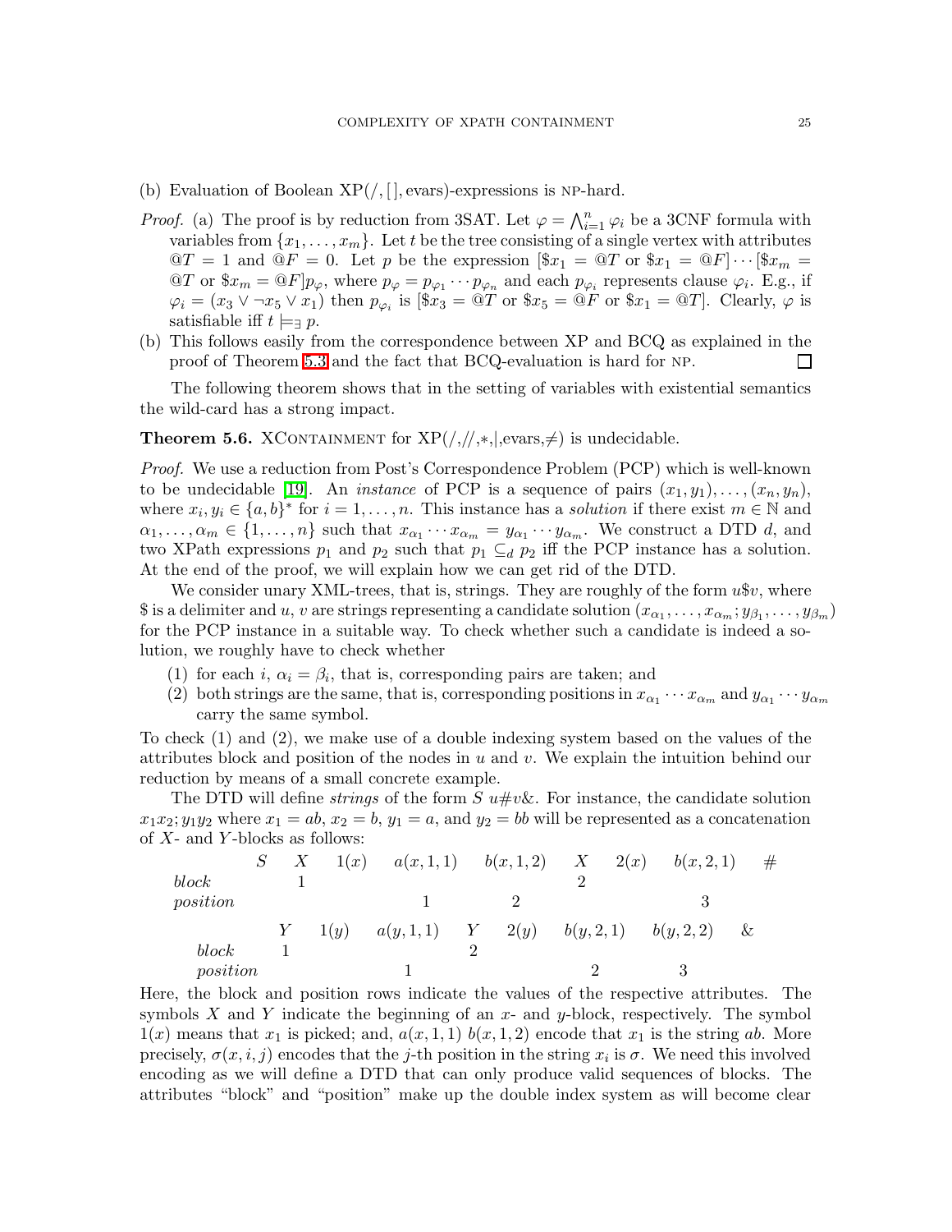(b) Evaluation of Boolean XP$(/, [\,], \text{evars})$-expressions is NP-hard.

*Proof.* (a) The proof is by reduction from 3SAT. Let $\varphi = \bigwedge_{i=1}^{n} \varphi_i$ be a 3CNF formula with variables from $\{x_1, \ldots, x_m\}$. Let $t$ be the tree consisting of a single vertex with attributes $@T = 1$ and $@F = 0$. Let $p$ be the expression $[\$x_1 = @T \text{ or } \$x_1 = @F] \cdots [\$x_m = @T \text{ or } \$x_m = @F] p_\varphi$, where $p_\varphi = p_{\varphi_1} \cdots p_{\varphi_n}$ and each $p_{\varphi_i}$ represents clause $\varphi_i$. E.g., if $\varphi_i = (x_3 \vee \neg x_5 \vee x_1)$ then $p_{\varphi_i}$ is $[\$x_3 = @T \text{ or } \$x_5 = @F \text{ or } \$x_1 = @T]$. Clearly, $\varphi$ is satisfiable iff $t \models_\exists p$.

(b) This follows easily from the correspondence between XP and BCQ as explained in the proof of Theorem 5.3 and the fact that BCQ-evaluation is hard for NP. □

The following theorem shows that in the setting of variables with existential semantics the wild-card has a strong impact.

**Theorem 5.6.** XCONTAINMENT for XP(/,//,∗,|,evars,≠) is undecidable.

*Proof.* We use a reduction from Post's Correspondence Problem (PCP) which is well-known to be undecidable [19]. An *instance* of PCP is a sequence of pairs $(x_1, y_1), \ldots, (x_n, y_n)$, where $x_i, y_i \in \{a, b\}^*$ for $i = 1, \ldots, n$. This instance has a *solution* if there exist $m \in \mathbb{N}$ and $\alpha_1, \ldots, \alpha_m \in \{1, \ldots, n\}$ such that $x_{\alpha_1} \cdots x_{\alpha_m} = y_{\alpha_1} \cdots y_{\alpha_m}$. We construct a DTD $d$, and two XPath expressions $p_1$ and $p_2$ such that $p_1 \subseteq_d p_2$ iff the PCP instance has a solution. At the end of the proof, we will explain how we can get rid of the DTD.

We consider unary XML-trees, that is, strings. They are roughly of the form $u\$v$, where \$ is a delimiter and $u, v$ are strings representing a candidate solution $(x_{\alpha_1}, \ldots, x_{\alpha_m}; y_{\beta_1}, \ldots, y_{\beta_m})$ for the PCP instance in a suitable way. To check whether such a candidate is indeed a solution, we roughly have to check whether

1. for each $i$, $\alpha_i = \beta_i$, that is, corresponding pairs are taken; and
2. both strings are the same, that is, corresponding positions in $x_{\alpha_1} \cdots x_{\alpha_m}$ and $y_{\alpha_1} \cdots y_{\alpha_m}$ carry the same symbol.

To check (1) and (2), we make use of a double indexing system based on the values of the attributes block and position of the nodes in $u$ and $v$. We explain the intuition behind our reduction by means of a small concrete example.

The DTD will define *strings* of the form $S\ u\#v\&$. For instance, the candidate solution $x_1x_2; y_1y_2$ where $x_1 = ab$, $x_2 = b$, $y_1 = a$, and $y_2 = bb$ will be represented as a concatenation of $X$- and $Y$-blocks as follows:

| | $S$ | $X$ | $1(x)$ | $a(x,1,1)$ | $b(x,1,2)$ | $X$ | $2(x)$ | $b(x,2,1)$ | $\#$ |
|---|---|---|---|---|---|---|---|---|---|
| *block* | | 1 | | | | 2 | | | |
| *position* | | | | 1 | 2 | | | 3 | |

| | $Y$ | $1(y)$ | $a(y,1,1)$ | $Y$ | $2(y)$ | $b(y,2,1)$ | $b(y,2,2)$ | $\&$ |
|---|---|---|---|---|---|---|---|---|
| *block* | 1 | | | 2 | | | | |
| *position* | | | 1 | | | 2 | 3 | |

Here, the block and position rows indicate the values of the respective attributes. The symbols $X$ and $Y$ indicate the beginning of an $x$- and $y$-block, respectively. The symbol $1(x)$ means that $x_1$ is picked; and, $a(x,1,1)\ b(x,1,2)$ encode that $x_1$ is the string $ab$. More precisely, $\sigma(x,i,j)$ encodes that the $j$-th position in the string $x_i$ is $\sigma$. We need this involved encoding as we will define a DTD that can only produce valid sequences of blocks. The attributes "block" and "position" make up the double index system as will become clear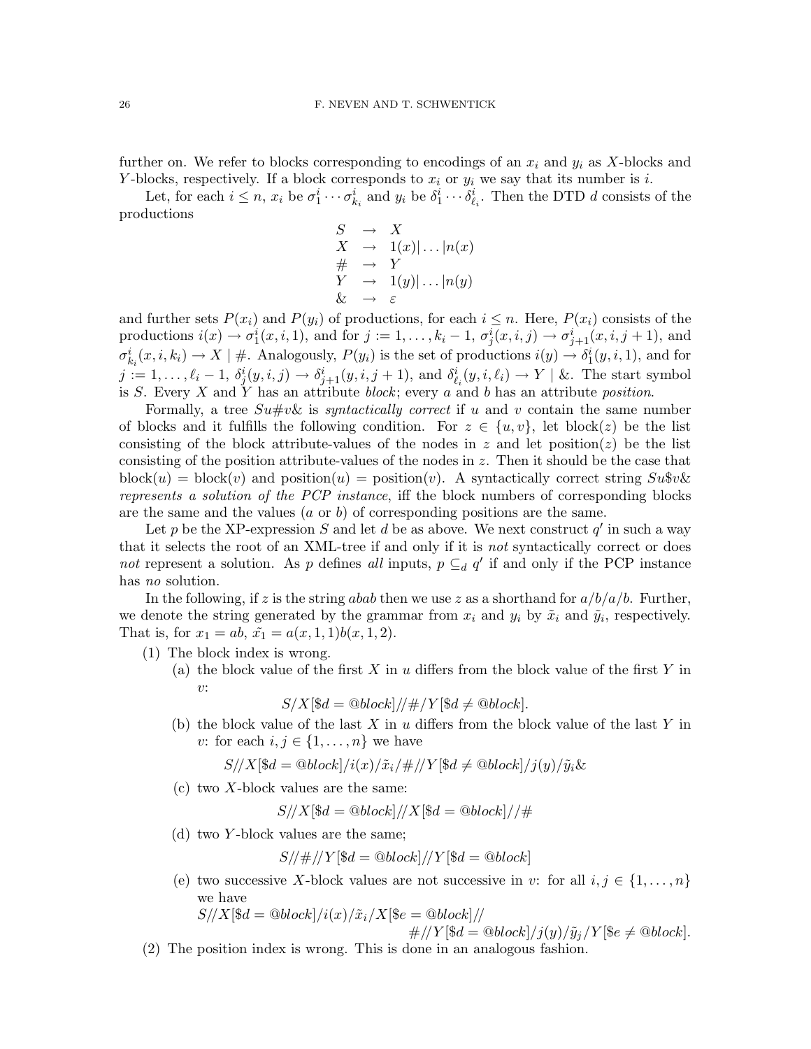further on. We refer to blocks corresponding to encodings of an $x_i$ and $y_i$ as $X$-blocks and $Y$-blocks, respectively. If a block corresponds to $x_i$ or $y_i$ we say that its number is $i$.

Let, for each $i \leq n$, $x_i$ be $\sigma_1^i \cdots \sigma_{k_i}^i$ and $y_i$ be $\delta_1^i \cdots \delta_{\ell_i}^i$. Then the DTD $d$ consists of the productions

$$
\begin{array}{lcl}
S & \to & X \\
X & \to & 1(x) | \ldots | n(x) \\
\# & \to & Y \\
Y & \to & 1(y) | \ldots | n(y) \\
\& & \to & \varepsilon
\end{array}
$$

and further sets $P(x_i)$ and $P(y_i)$ of productions, for each $i \leq n$. Here, $P(x_i)$ consists of the productions $i(x) \to \sigma_1^i(x, i, 1)$, and for $j := 1, \ldots, k_i - 1$, $\sigma_j^i(x, i, j) \to \sigma_{j+1}^i(x, i, j+1)$, and $\sigma_{k_i}^i(x, i, k_i) \to X \mid \#$. Analogously, $P(y_i)$ is the set of productions $i(y) \to \delta_1^i(y, i, 1)$, and for $j := 1, \ldots, \ell_i - 1$, $\delta_j^i(y, i, j) \to \delta_{j+1}^i(y, i, j+1)$, and $\delta_{\ell_i}^i(y, i, \ell_i) \to Y \mid \&$. The start symbol is $S$. Every $X$ and $Y$ has an attribute *block*; every $a$ and $b$ has an attribute *position*.

Formally, a tree $Su\#v\&$ is *syntactically correct* if $u$ and $v$ contain the same number of blocks and it fulfills the following condition. For $z \in \{u, v\}$, let block($z$) be the list consisting of the block attribute-values of the nodes in $z$ and let position($z$) be the list consisting of the position attribute-values of the nodes in $z$. Then it should be the case that block($u$) = block($v$) and position($u$) = position($v$). A syntactically correct string $Su\$v\&$ *represents a solution of the PCP instance*, iff the block numbers of corresponding blocks are the same and the values ($a$ or $b$) of corresponding positions are the same.

Let $p$ be the XP-expression $S$ and let $d$ be as above. We next construct $q'$ in such a way that it selects the root of an XML-tree if and only if it is *not* syntactically correct or does *not* represent a solution. As $p$ defines *all* inputs, $p \subseteq_d q'$ if and only if the PCP instance has *no* solution.

In the following, if $z$ is the string $abab$ then we use $z$ as a shorthand for $a/b/a/b$. Further, we denote the string generated by the grammar from $x_i$ and $y_i$ by $\tilde{x}_i$ and $\tilde{y}_i$, respectively. That is, for $x_1 = ab$, $\tilde{x_1} = a(x, 1, 1)b(x, 1, 2)$.

1. The block index is wrong.
   (a) the block value of the first $X$ in $u$ differs from the block value of the first $Y$ in $v$:
   $$S/X[\$d = @block]//\#/Y[\$d \neq @block].$$
   (b) the block value of the last $X$ in $u$ differs from the block value of the last $Y$ in $v$: for each $i, j \in \{1, \ldots, n\}$ we have
   $$S//X[\$d = @block]/i(x)/\tilde{x}_i/\#//Y[\$d \neq @block]/j(y)/\tilde{y}_i\&$$
   (c) two $X$-block values are the same:
   $$S//X[\$d = @block]//X[\$d = @block]//\#$$
   (d) two $Y$-block values are the same;
   $$S//\#//Y[\$d = @block]//Y[\$d = @block]$$
   (e) two successive $X$-block values are not successive in $v$: for all $i, j \in \{1, \ldots, n\}$ we have
   $$S//X[\$d = @block]/i(x)/\tilde{x}_i/X[\$e = @block]// \\ \#//Y[\$d = @block]/j(y)/\tilde{y}_j/Y[\$e \neq @block].$$
2. The position index is wrong. This is done in an analogous fashion.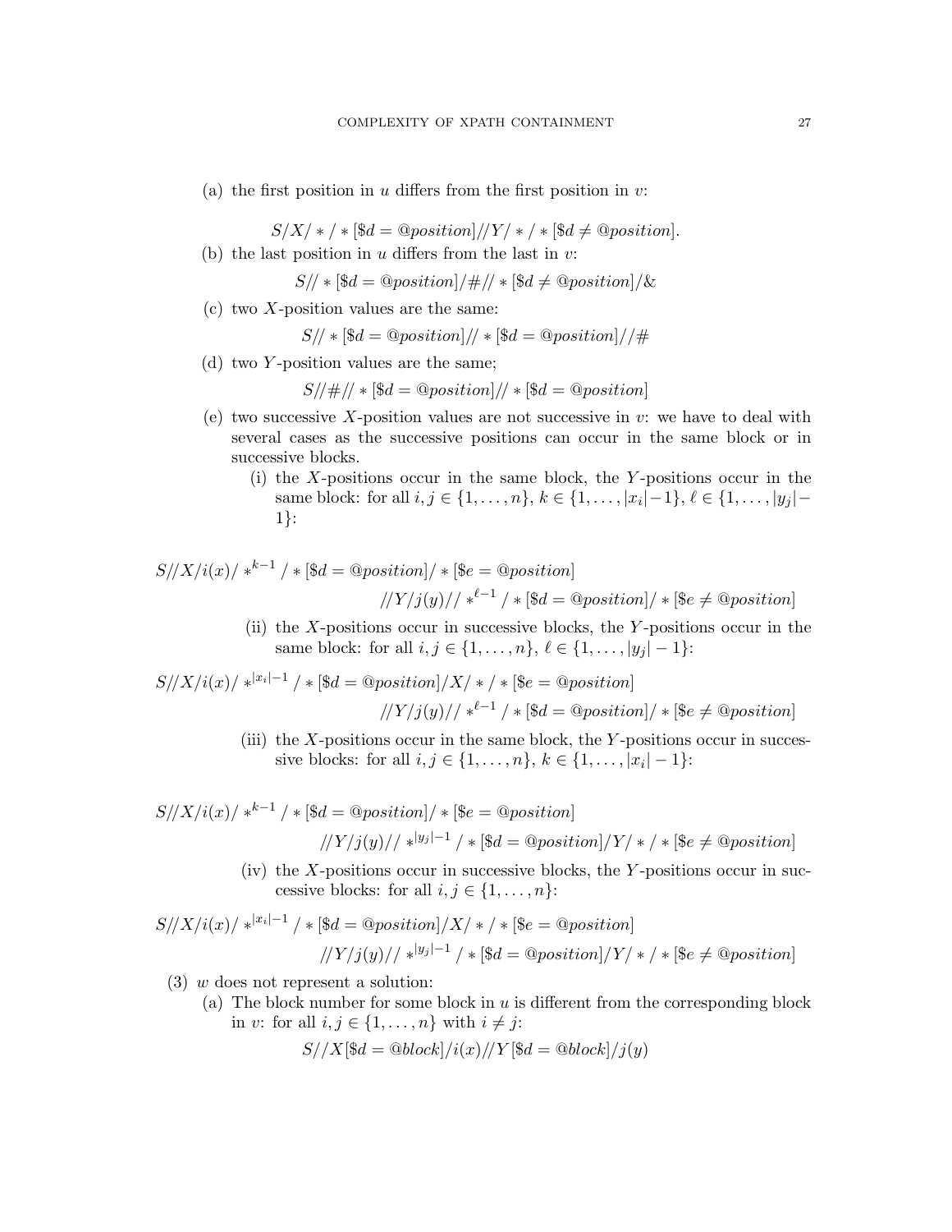(a) the first position in $u$ differs from the first position in $v$:

$$S/X/*/*[\$d = @position]//Y/*/*[\$d \neq @position].$$

(b) the last position in $u$ differs from the last in $v$:

$$S//*[\$d = @position]/\#//*[\$d \neq @position]/\&$$

(c) two $X$-position values are the same:

$$S//*[\$d = @position]//*[\$d = @position]//\#$$

(d) two $Y$-position values are the same;

$$S//\#//*[\$d = @position]//*[\$d = @position]$$

(e) two successive $X$-position values are not successive in $v$: we have to deal with several cases as the successive positions can occur in the same block or in successive blocks.

(i) the $X$-positions occur in the same block, the $Y$-positions occur in the same block: for all $i, j \in \{1, \ldots, n\}$, $k \in \{1, \ldots, |x_i|-1\}$, $\ell \in \{1, \ldots, |y_j|-1\}$:

$$S//X/i(x)/*^{k-1}/*[\$d = @position]/*[\$e = @position]$$
$$//Y/j(y)//*^{\ell-1}/*[\$d = @position]/*[\$e \neq @position]$$

(ii) the $X$-positions occur in successive blocks, the $Y$-positions occur in the same block: for all $i, j \in \{1, \ldots, n\}$, $\ell \in \{1, \ldots, |y_j|-1\}$:

$$S//X/i(x)/*^{|x_i|-1}/*[\$d = @position]/X/*/*[\$e = @position]$$
$$//Y/j(y)//*^{\ell-1}/*[\$d = @position]/*[\$e \neq @position]$$

(iii) the $X$-positions occur in the same block, the $Y$-positions occur in successive blocks: for all $i, j \in \{1, \ldots, n\}$, $k \in \{1, \ldots, |x_i|-1\}$:

$$S//X/i(x)/*^{k-1}/*[\$d = @position]/*[\$e = @position]$$
$$//Y/j(y)//*^{|y_j|-1}/*[\$d = @position]/Y/*/*[\$e \neq @position]$$

(iv) the $X$-positions occur in successive blocks, the $Y$-positions occur in successive blocks: for all $i, j \in \{1, \ldots, n\}$:

$$S//X/i(x)/*^{|x_i|-1}/*[\$d = @position]/X/*/*[\$e = @position]$$
$$//Y/j(y)//*^{|y_j|-1}/*[\$d = @position]/Y/*/*[\$e \neq @position]$$

(3) $w$ does not represent a solution:

(a) The block number for some block in $u$ is different from the corresponding block in $v$: for all $i, j \in \{1, \ldots, n\}$ with $i \neq j$:

$$S//X[\$d = @block]/i(x)//Y[\$d = @block]/j(y)$$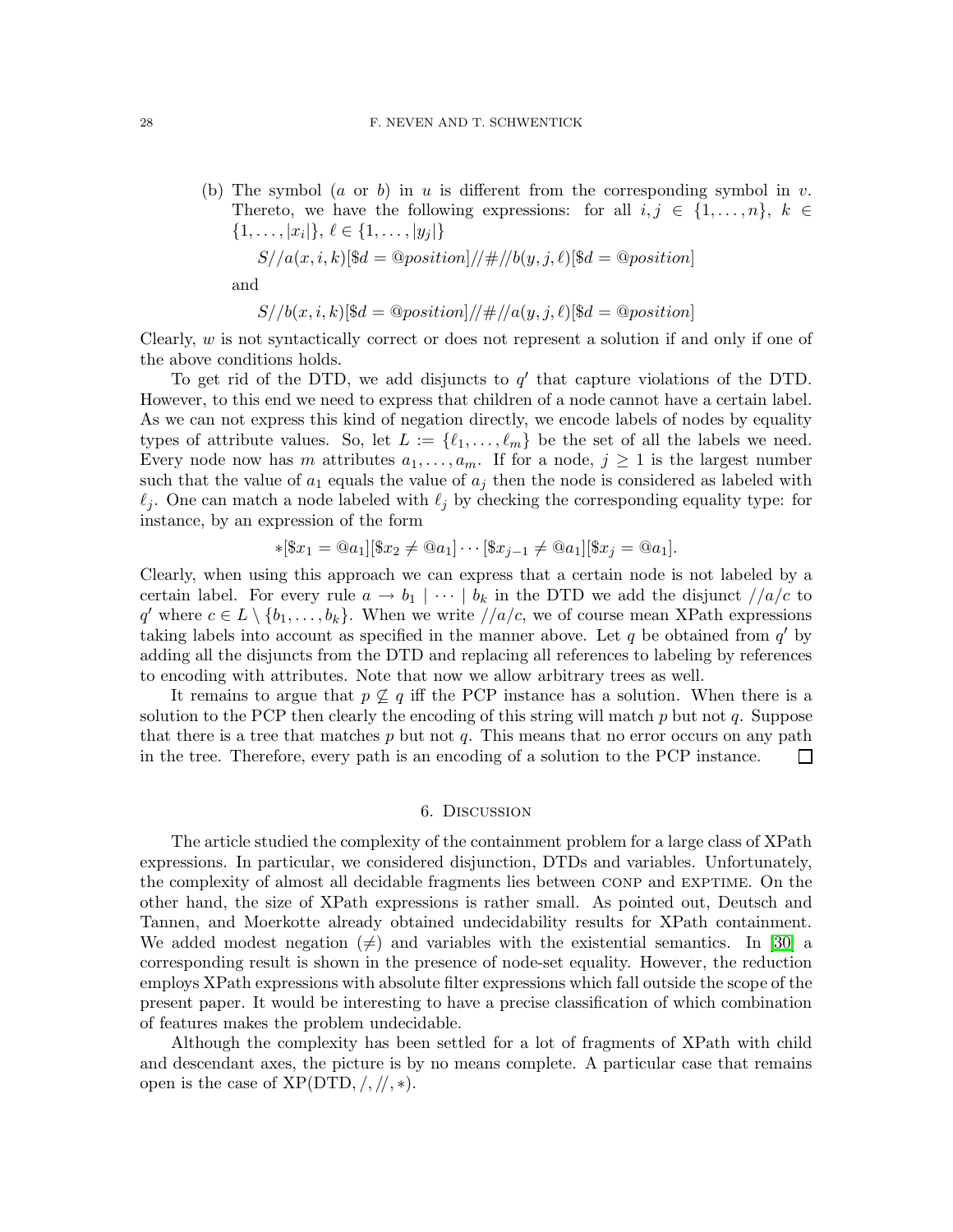(b) The symbol ($a$ or $b$) in $u$ is different from the corresponding symbol in $v$. Thereto, we have the following expressions: for all $i, j \in \{1, \ldots, n\}$, $k \in \{1, \ldots, |x_i|\}$, $\ell \in \{1, \ldots, |y_j|\}$

$$S//a(x, i, k)[\$d = @position]//\#//b(y, j, \ell)[\$d = @position]$$

and

$$S//b(x, i, k)[\$d = @position]//\#//a(y, j, \ell)[\$d = @position]$$

Clearly, $w$ is not syntactically correct or does not represent a solution if and only if one of the above conditions holds.

To get rid of the DTD, we add disjuncts to $q'$ that capture violations of the DTD. However, to this end we need to express that children of a node cannot have a certain label. As we can not express this kind of negation directly, we encode labels of nodes by equality types of attribute values. So, let $L := \{\ell_1, \ldots, \ell_m\}$ be the set of all the labels we need. Every node now has $m$ attributes $a_1, \ldots, a_m$. If for a node, $j \geq 1$ is the largest number such that the value of $a_1$ equals the value of $a_j$ then the node is considered as labeled with $\ell_j$. One can match a node labeled with $\ell_j$ by checking the corresponding equality type: for instance, by an expression of the form

$$*[\$x_1 = @a_1][\$x_2 \neq @a_1] \cdots [\$x_{j-1} \neq @a_1][\$x_j = @a_1].$$

Clearly, when using this approach we can express that a certain node is not labeled by a certain label. For every rule $a \to b_1 \mid \cdots \mid b_k$ in the DTD we add the disjunct $//a/c$ to $q'$ where $c \in L \setminus \{b_1, \ldots, b_k\}$. When we write $//a/c$, we of course mean XPath expressions taking labels into account as specified in the manner above. Let $q$ be obtained from $q'$ by adding all the disjuncts from the DTD and replacing all references to labeling by references to encoding with attributes. Note that now we allow arbitrary trees as well.

It remains to argue that $p \not\subseteq q$ iff the PCP instance has a solution. When there is a solution to the PCP then clearly the encoding of this string will match $p$ but not $q$. Suppose that there is a tree that matches $p$ but not $q$. This means that no error occurs on any path in the tree. Therefore, every path is an encoding of a solution to the PCP instance. ☐

## 6. Discussion

The article studied the complexity of the containment problem for a large class of XPath expressions. In particular, we considered disjunction, DTDs and variables. Unfortunately, the complexity of almost all decidable fragments lies between CONP and EXPTIME. On the other hand, the size of XPath expressions is rather small. As pointed out, Deutsch and Tannen, and Moerkotte already obtained undecidability results for XPath containment. We added modest negation ($\neq$) and variables with the existential semantics. In [30] a corresponding result is shown in the presence of node-set equality. However, the reduction employs XPath expressions with absolute filter expressions which fall outside the scope of the present paper. It would be interesting to have a precise classification of which combination of features makes the problem undecidable.

Although the complexity has been settled for a lot of fragments of XPath with child and descendant axes, the picture is by no means complete. A particular case that remains open is the case of XP(DTD, $/$, $//$, $*$).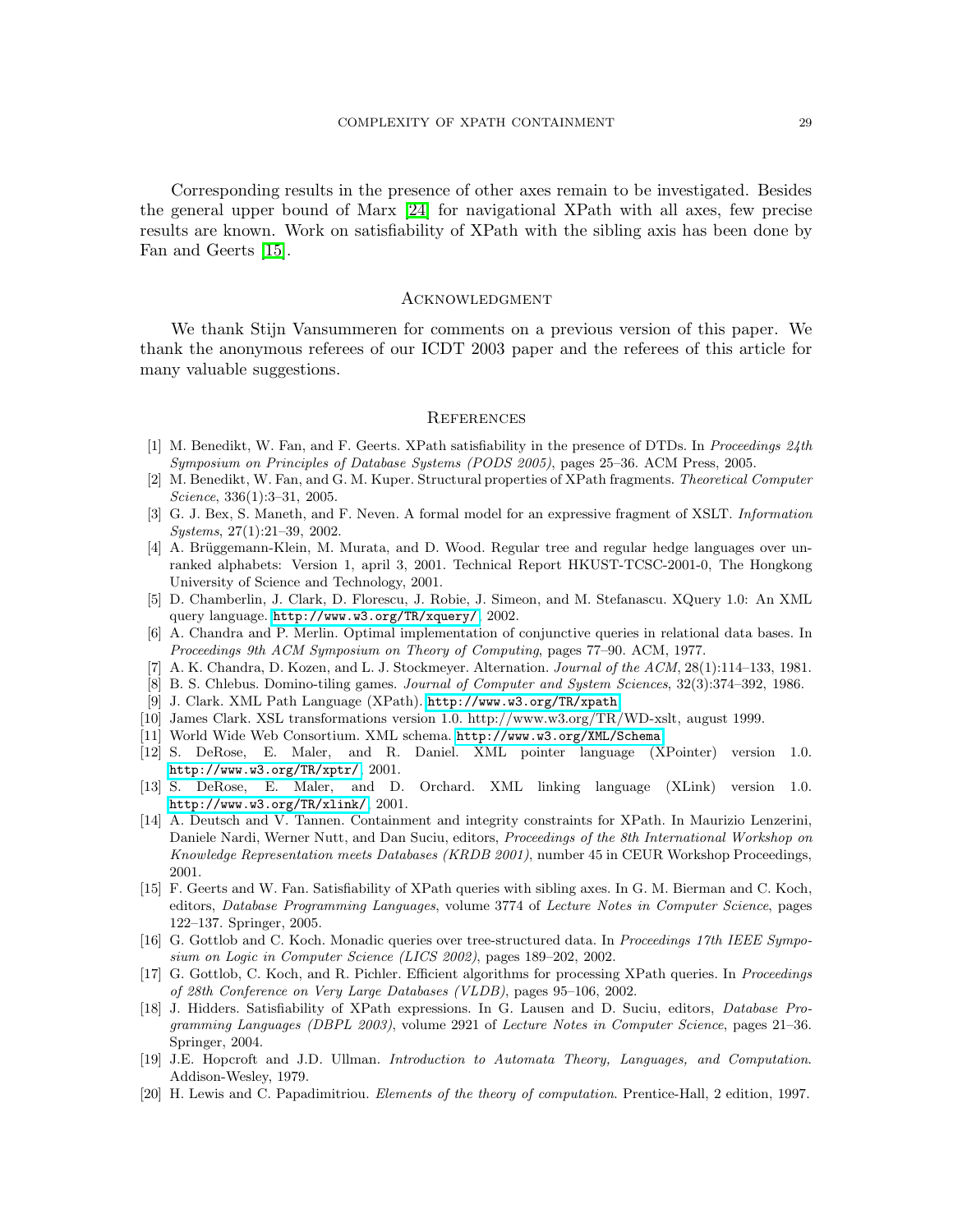Corresponding results in the presence of other axes remain to be investigated. Besides the general upper bound of Marx [24] for navigational XPath with all axes, few precise results are known. Work on satisfiability of XPath with the sibling axis has been done by Fan and Geerts [15].

## Acknowledgment

We thank Stijn Vansummeren for comments on a previous version of this paper. We thank the anonymous referees of our ICDT 2003 paper and the referees of this article for many valuable suggestions.

## References

- [1] M. Benedikt, W. Fan, and F. Geerts. XPath satisfiability in the presence of DTDs. In *Proceedings 24th Symposium on Principles of Database Systems (PODS 2005)*, pages 25–36. ACM Press, 2005.
- [2] M. Benedikt, W. Fan, and G. M. Kuper. Structural properties of XPath fragments. *Theoretical Computer Science*, 336(1):3–31, 2005.
- [3] G. J. Bex, S. Maneth, and F. Neven. A formal model for an expressive fragment of XSLT. *Information Systems*, 27(1):21–39, 2002.
- [4] A. Brüggemann-Klein, M. Murata, and D. Wood. Regular tree and regular hedge languages over unranked alphabets: Version 1, april 3, 2001. Technical Report HKUST-TCSC-2001-0, The Hongkong University of Science and Technology, 2001.
- [5] D. Chamberlin, J. Clark, D. Florescu, J. Robie, J. Simeon, and M. Stefanascu. XQuery 1.0: An XML query language. http://www.w3.org/TR/xquery/, 2002.
- [6] A. Chandra and P. Merlin. Optimal implementation of conjunctive queries in relational data bases. In *Proceedings 9th ACM Symposium on Theory of Computing*, pages 77–90. ACM, 1977.
- [7] A. K. Chandra, D. Kozen, and L. J. Stockmeyer. Alternation. *Journal of the ACM*, 28(1):114–133, 1981.
- [8] B. S. Chlebus. Domino-tiling games. *Journal of Computer and System Sciences*, 32(3):374–392, 1986.
- [9] J. Clark. XML Path Language (XPath). http://www.w3.org/TR/xpath.
- [10] James Clark. XSL transformations version 1.0. http://www.w3.org/TR/WD-xslt, august 1999.
- [11] World Wide Web Consortium. XML schema. http://www.w3.org/XML/Schema.
- [12] S. DeRose, E. Maler, and R. Daniel. XML pointer language (XPointer) version 1.0. http://www.w3.org/TR/xptr/, 2001.
- [13] S. DeRose, E. Maler, and D. Orchard. XML linking language (XLink) version 1.0. http://www.w3.org/TR/xlink/, 2001.
- [14] A. Deutsch and V. Tannen. Containment and integrity constraints for XPath. In Maurizio Lenzerini, Daniele Nardi, Werner Nutt, and Dan Suciu, editors, *Proceedings of the 8th International Workshop on Knowledge Representation meets Databases (KRDB 2001)*, number 45 in CEUR Workshop Proceedings, 2001.
- [15] F. Geerts and W. Fan. Satisfiability of XPath queries with sibling axes. In G. M. Bierman and C. Koch, editors, *Database Programming Languages*, volume 3774 of *Lecture Notes in Computer Science*, pages 122–137. Springer, 2005.
- [16] G. Gottlob and C. Koch. Monadic queries over tree-structured data. In *Proceedings 17th IEEE Symposium on Logic in Computer Science (LICS 2002)*, pages 189–202, 2002.
- [17] G. Gottlob, C. Koch, and R. Pichler. Efficient algorithms for processing XPath queries. In *Proceedings of 28th Conference on Very Large Databases (VLDB)*, pages 95–106, 2002.
- [18] J. Hidders. Satisfiability of XPath expressions. In G. Lausen and D. Suciu, editors, *Database Programming Languages (DBPL 2003)*, volume 2921 of *Lecture Notes in Computer Science*, pages 21–36. Springer, 2004.
- [19] J.E. Hopcroft and J.D. Ullman. *Introduction to Automata Theory, Languages, and Computation*. Addison-Wesley, 1979.
- [20] H. Lewis and C. Papadimitriou. *Elements of the theory of computation*. Prentice-Hall, 2 edition, 1997.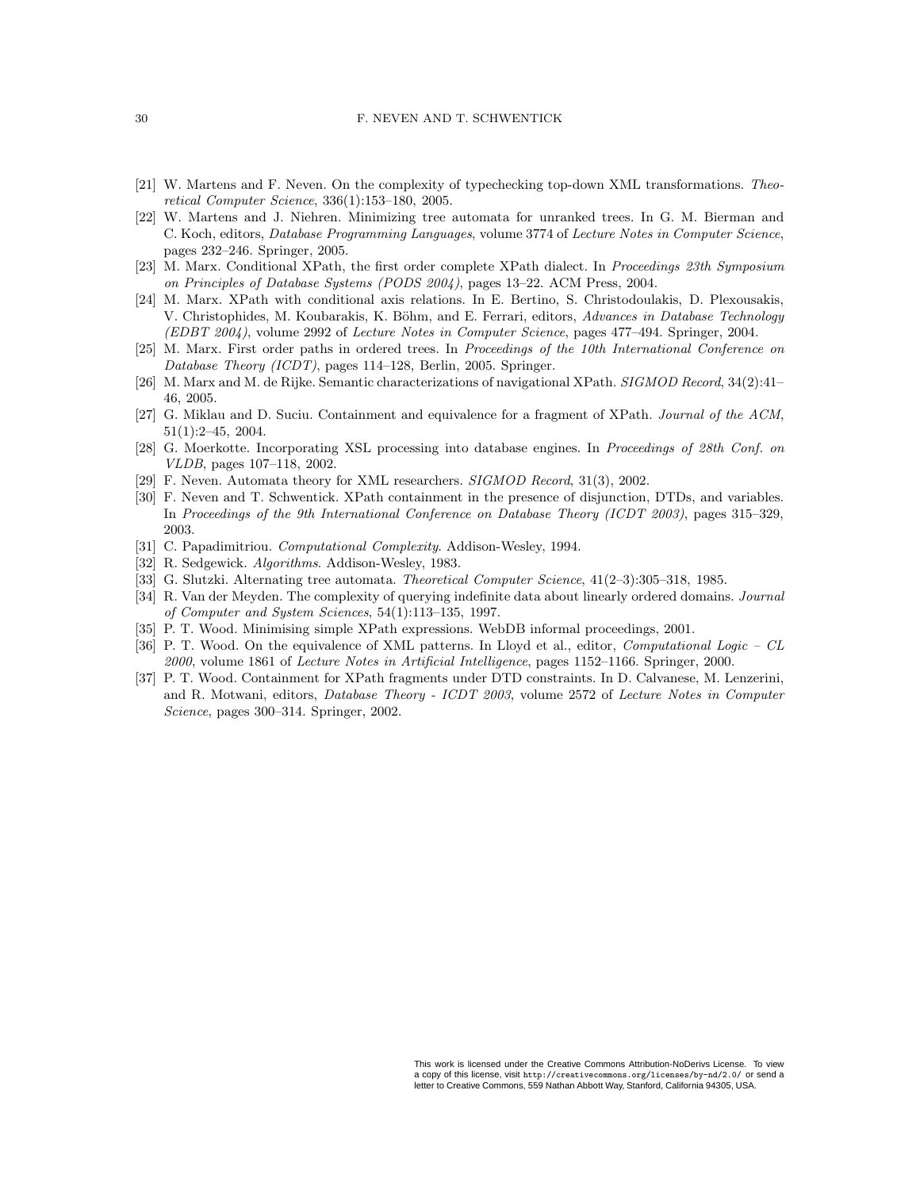[21] W. Martens and F. Neven. On the complexity of typechecking top-down XML transformations. *Theoretical Computer Science*, 336(1):153–180, 2005.

[22] W. Martens and J. Niehren. Minimizing tree automata for unranked trees. In G. M. Bierman and C. Koch, editors, *Database Programming Languages*, volume 3774 of *Lecture Notes in Computer Science*, pages 232–246. Springer, 2005.

[23] M. Marx. Conditional XPath, the first order complete XPath dialect. In *Proceedings 23th Symposium on Principles of Database Systems (PODS 2004)*, pages 13–22. ACM Press, 2004.

[24] M. Marx. XPath with conditional axis relations. In E. Bertino, S. Christodoulakis, D. Plexousakis, V. Christophides, M. Koubarakis, K. Böhm, and E. Ferrari, editors, *Advances in Database Technology (EDBT 2004)*, volume 2992 of *Lecture Notes in Computer Science*, pages 477–494. Springer, 2004.

[25] M. Marx. First order paths in ordered trees. In *Proceedings of the 10th International Conference on Database Theory (ICDT)*, pages 114–128, Berlin, 2005. Springer.

[26] M. Marx and M. de Rijke. Semantic characterizations of navigational XPath. *SIGMOD Record*, 34(2):41–46, 2005.

[27] G. Miklau and D. Suciu. Containment and equivalence for a fragment of XPath. *Journal of the ACM*, 51(1):2–45, 2004.

[28] G. Moerkotte. Incorporating XSL processing into database engines. In *Proceedings of 28th Conf. on VLDB*, pages 107–118, 2002.

[29] F. Neven. Automata theory for XML researchers. *SIGMOD Record*, 31(3), 2002.

[30] F. Neven and T. Schwentick. XPath containment in the presence of disjunction, DTDs, and variables. In *Proceedings of the 9th International Conference on Database Theory (ICDT 2003)*, pages 315–329, 2003.

[31] C. Papadimitriou. *Computational Complexity*. Addison-Wesley, 1994.

[32] R. Sedgewick. *Algorithms*. Addison-Wesley, 1983.

[33] G. Slutzki. Alternating tree automata. *Theoretical Computer Science*, 41(2–3):305–318, 1985.

[34] R. Van der Meyden. The complexity of querying indefinite data about linearly ordered domains. *Journal of Computer and System Sciences*, 54(1):113–135, 1997.

[35] P. T. Wood. Minimising simple XPath expressions. WebDB informal proceedings, 2001.

[36] P. T. Wood. On the equivalence of XML patterns. In Lloyd et al., editor, *Computational Logic – CL 2000*, volume 1861 of *Lecture Notes in Artificial Intelligence*, pages 1152–1166. Springer, 2000.

[37] P. T. Wood. Containment for XPath fragments under DTD constraints. In D. Calvanese, M. Lenzerini, and R. Motwani, editors, *Database Theory - ICDT 2003*, volume 2572 of *Lecture Notes in Computer Science*, pages 300–314. Springer, 2002.

This work is licensed under the Creative Commons Attribution-NoDerivs License. To view a copy of this license, visit http://creativecommons.org/licenses/by-nd/2.0/ or send a letter to Creative Commons, 559 Nathan Abbott Way, Stanford, California 94305, USA.